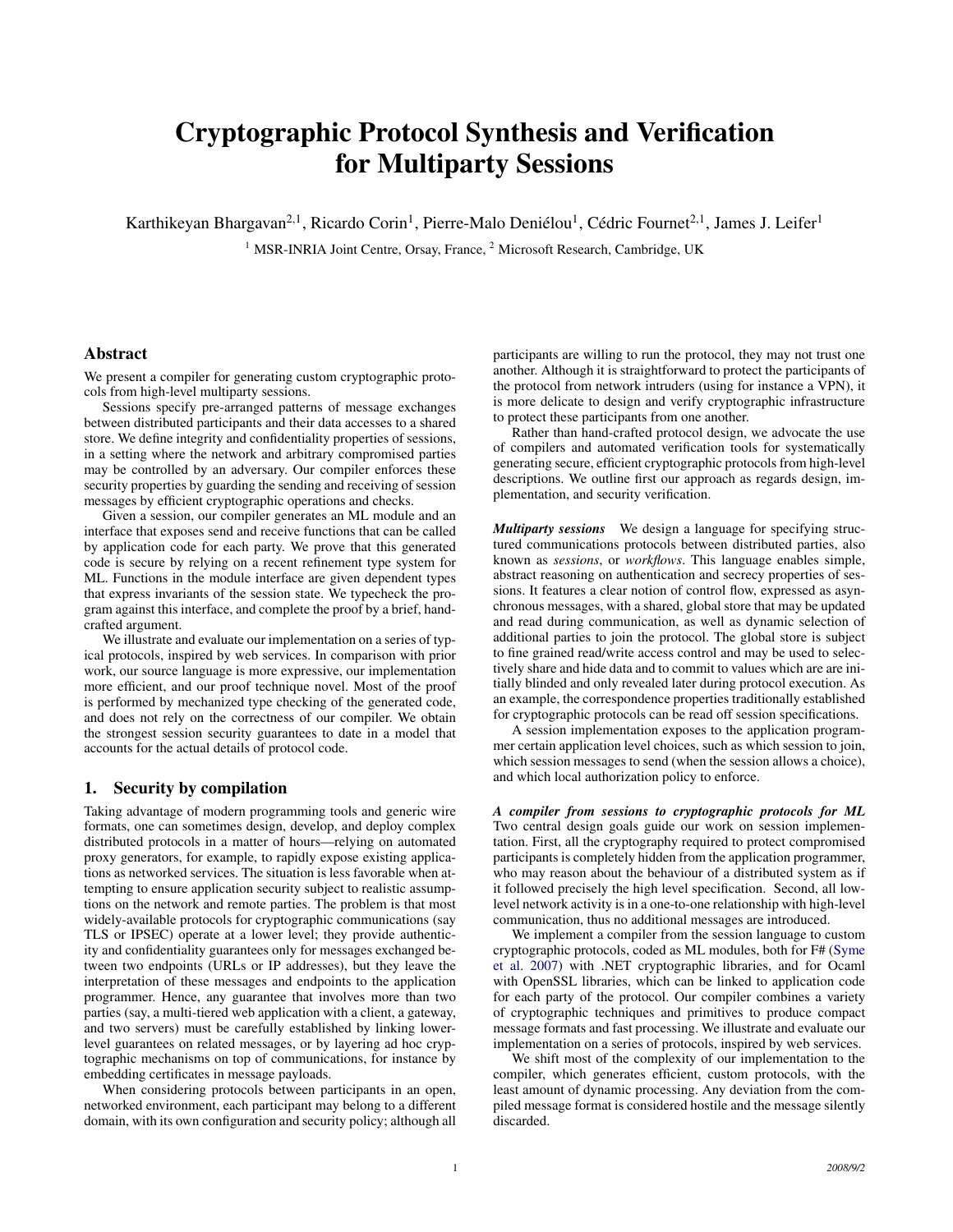# Cryptographic Protocol Synthesis and Verification for Multiparty Sessions

Karthikeyan Bhargavan[2,1], Ricardo Corin[1], Pierre-Malo Deniélou[1], Cédric Fournet[2,1], James J. Leifer[1]

[1] MSR-INRIA Joint Centre, Orsay, France, [2] Microsoft Research, Cambridge, UK

## Abstract

We present a compiler for generating custom cryptographic protocols from high-level multiparty sessions.

Sessions specify pre-arranged patterns of message exchanges between distributed participants and their data accesses to a shared store. We define integrity and confidentiality properties of sessions, in a setting where the network and arbitrary compromised parties may be controlled by an adversary. Our compiler enforces these security properties by guarding the sending and receiving of session messages by efficient cryptographic operations and checks.

Given a session, our compiler generates an ML module and an interface that exposes send and receive functions that can be called by application code for each party. We prove that this generated code is secure by relying on a recent refinement type system for ML. Functions in the module interface are given dependent types that express invariants of the session state. We typecheck the program against this interface, and complete the proof by a brief, hand-crafted argument.

We illustrate and evaluate our implementation on a series of typical protocols, inspired by web services. In comparison with prior work, our source language is more expressive, our implementation more efficient, and our proof technique novel. Most of the proof is performed by mechanized type checking of the generated code, and does not rely on the correctness of our compiler. We obtain the strongest session security guarantees to date in a model that accounts for the actual details of protocol code.

## 1. Security by compilation

Taking advantage of modern programming tools and generic wire formats, one can sometimes design, develop, and deploy complex distributed protocols in a matter of hours—relying on automated proxy generators, for example, to rapidly expose existing applications as networked services. The situation is less favorable when attempting to ensure application security subject to realistic assumptions on the network and remote parties. The problem is that most widely-available protocols for cryptographic communications (say TLS or IPSEC) operate at a lower level; they provide authenticity and confidentiality guarantees only for messages exchanged between two endpoints (URLs or IP addresses), but they leave the interpretation of these messages and endpoints to the application programmer. Hence, any guarantee that involves more than two parties (say, a multi-tiered web application with a client, a gateway, and two servers) must be carefully established by linking lower-level guarantees on related messages, or by layering ad hoc cryptographic mechanisms on top of communications, for instance by embedding certificates in message payloads.

When considering protocols between participants in an open, networked environment, each participant may belong to a different domain, with its own configuration and security policy; although all participants are willing to run the protocol, they may not trust one another. Although it is straightforward to protect the participants of the protocol from network intruders (using for instance a VPN), it is more delicate to design and verify cryptographic infrastructure to protect these participants from one another.

Rather than hand-crafted protocol design, we advocate the use of compilers and automated verification tools for systematically generating secure, efficient cryptographic protocols from high-level descriptions. We outline first our approach as regards design, implementation, and security verification.

***Multiparty sessions*** We design a language for specifying structured communications protocols between distributed parties, also known as *sessions*, or *workflows*. This language enables simple, abstract reasoning on authentication and secrecy properties of sessions. It features a clear notion of control flow, expressed as asynchronous messages, with a shared, global store that may be updated and read during communication, as well as dynamic selection of additional parties to join the protocol. The global store is subject to fine grained read/write access control and may be used to selectively share and hide data and to commit to values which are are initially blinded and only revealed later during protocol execution. As an example, the correspondence properties traditionally established for cryptographic protocols can be read off session specifications.

A session implementation exposes to the application programmer certain application level choices, such as which session to join, which session messages to send (when the session allows a choice), and which local authorization policy to enforce.

***A compiler from sessions to cryptographic protocols for ML*** Two central design goals guide our work on session implementation. First, all the cryptography required to protect compromised participants is completely hidden from the application programmer, who may reason about the behaviour of a distributed system as if it followed precisely the high level specification. Second, all low-level network activity is in a one-to-one relationship with high-level communication, thus no additional messages are introduced.

We implement a compiler from the session language to custom cryptographic protocols, coded as ML modules, both for F# (Syme et al. 2007) with .NET cryptographic libraries, and for Ocaml with OpenSSL libraries, which can be linked to application code for each party of the protocol. Our compiler combines a variety of cryptographic techniques and primitives to produce compact message formats and fast processing. We illustrate and evaluate our implementation on a series of protocols, inspired by web services.

We shift most of the complexity of our implementation to the compiler, which generates efficient, custom protocols, with the least amount of dynamic processing. Any deviation from the compiled message format is considered hostile and the message silently discarded.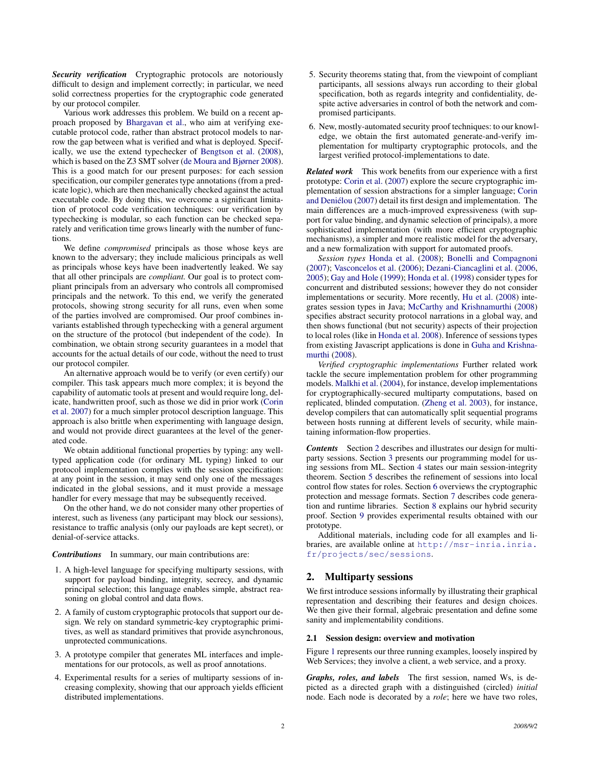***Security verification*** Cryptographic protocols are notoriously difficult to design and implement correctly; in particular, we need solid correctness properties for the cryptographic code generated by our protocol compiler.

Various work addresses this problem. We build on a recent approach proposed by Bhargavan et al., who aim at verifying executable protocol code, rather than abstract protocol models to narrow the gap between what is verified and what is deployed. Specifically, we use the extend typechecker of Bengtson et al. (2008), which is based on the Z3 SMT solver (de Moura and Bjørner 2008). This is a good match for our present purposes: for each session specification, our compiler generates type annotations (from a predicate logic), which are then mechanically checked against the actual executable code. By doing this, we overcome a significant limitation of protocol code verification techniques: our verification by typechecking is modular, so each function can be checked separately and verification time grows linearly with the number of functions.

We define *compromised* principals as those whose keys are known to the adversary; they include malicious principals as well as principals whose keys have been inadvertently leaked. We say that all other principals are *compliant*. Our goal is to protect compliant principals from an adversary who controls all compromised principals and the network. To this end, we verify the generated protocols, showing strong security for all runs, even when some of the parties involved are compromised. Our proof combines invariants established through typechecking with a general argument on the structure of the protocol (but independent of the code). In combination, we obtain strong security guarantees in a model that accounts for the actual details of our code, without the need to trust our protocol compiler.

An alternative approach would be to verify (or even certify) our compiler. This task appears much more complex; it is beyond the capability of automatic tools at present and would require long, delicate, handwritten proof, such as those we did in prior work (Corin et al. 2007) for a much simpler protocol description language. This approach is also brittle when experimenting with language design, and would not provide direct guarantees at the level of the generated code.

We obtain additional functional properties by typing: any well-typed application code (for ordinary ML typing) linked to our protocol implementation complies with the session specification: at any point in the session, it may send only one of the messages indicated in the global sessions, and it must provide a message handler for every message that may be subsequently received.

On the other hand, we do not consider many other properties of interest, such as liveness (any participant may block our sessions), resistance to traffic analysis (only our payloads are kept secret), or denial-of-service attacks.

***Contributions*** In summary, our main contributions are:

1. A high-level language for specifying multiparty sessions, with support for payload binding, integrity, secrecy, and dynamic principal selection; this language enables simple, abstract reasoning on global control and data flows.
2. A family of custom cryptographic protocols that support our design. We rely on standard symmetric-key cryptographic primitives, as well as standard primitives that provide asynchronous, unprotected communications.
3. A prototype compiler that generates ML interfaces and implementations for our protocols, as well as proof annotations.
4. Experimental results for a series of multiparty sessions of increasing complexity, showing that our approach yields efficient distributed implementations.
5. Security theorems stating that, from the viewpoint of compliant participants, all sessions always run according to their global specification, both as regards integrity and confidentiality, despite active adversaries in control of both the network and compromised participants.
6. New, mostly-automated security proof techniques: to our knowledge, we obtain the first automated generate-and-verify implementation for multiparty cryptographic protocols, and the largest verified protocol-implementations to date.

***Related work*** This work benefits from our experience with a first prototype: Corin et al. (2007) explore the secure cryptographic implementation of session abstractions for a simpler language; Corin and Deniélou (2007) detail its first design and implementation. The main differences are a much-improved expressiveness (with support for value binding, and dynamic selection of principals), a more sophisticated implementation (with more efficient cryptographic mechanisms), a simpler and more realistic model for the adversary, and a new formalization with support for automated proofs.

*Session types* Honda et al. (2008); Bonelli and Compagnoni (2007); Vasconcelos et al. (2006); Dezani-Ciancaglini et al. (2006, 2005); Gay and Hole (1999); Honda et al. (1998) consider types for concurrent and distributed sessions; however they do not consider implementations or security. More recently, Hu et al. (2008) integrates session types in Java; McCarthy and Krishnamurthi (2008) specifies abstract security protocol narrations in a global way, and then shows functional (but not security) aspects of their projection to local roles (like in Honda et al. 2008). Inference of sessions types from existing Javascript applications is done in Guha and Krishnamurthi (2008).

*Verified cryptographic implementations* Further related work tackle the secure implementation problem for other programming models. Malkhi et al. (2004), for instance, develop implementations for cryptographically-secured multiparty computations, based on replicated, blinded computation. (Zheng et al. 2003), for instance, develop compilers that can automatically split sequential programs between hosts running at different levels of security, while maintaining information-flow properties.

***Contents*** Section 2 describes and illustrates our design for multiparty sessions. Section 3 presents our programming model for using sessions from ML. Section 4 states our main session-integrity theorem. Section 5 describes the refinement of sessions into local control flow states for roles. Section 6 overviews the cryptographic protection and message formats. Section 7 describes code generation and runtime libraries. Section 8 explains our hybrid security proof. Section 9 provides experimental results obtained with our prototype.

Additional materials, including code for all examples and libraries, are available online at `http://msr-inria.inria.fr/projects/sec/sessions`.

## 2. Multiparty sessions

We first introduce sessions informally by illustrating their graphical representation and describing their features and design choices. We then give their formal, algebraic presentation and define some sanity and implementability conditions.

### 2.1 Session design: overview and motivation

Figure 1 represents our three running examples, loosely inspired by Web Services; they involve a client, a web service, and a proxy.

***Graphs, roles, and labels*** The first session, named Ws, is depicted as a directed graph with a distinguished (circled) *initial* node. Each node is decorated by a *role*; here we have two roles,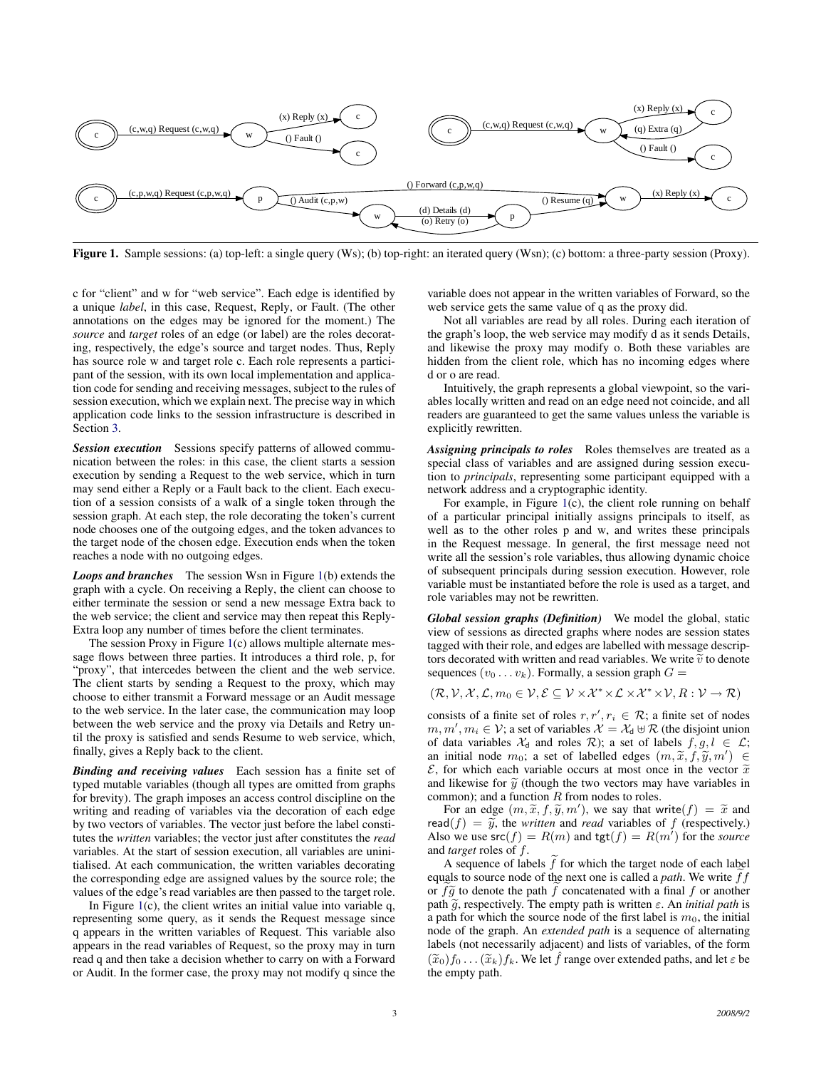**Figure 1.** Sample sessions: (a) top-left: a single query (Ws); (b) top-right: an iterated query (Wsn); (c) bottom: a three-party session (Proxy).

c for "client" and w for "web service". Each edge is identified by a unique *label*, in this case, Request, Reply, or Fault. (The other annotations on the edges may be ignored for the moment.) The *source* and *target* roles of an edge (or label) are the roles decorating, respectively, the edge's source and target nodes. Thus, Reply has source role w and target role c. Each role represents a participant of the session, with its own local implementation and application code for sending and receiving messages, subject to the rules of session execution, which we explain next. The precise way in which application code links to the session infrastructure is described in Section 3.

***Session execution*** Sessions specify patterns of allowed communication between the roles: in this case, the client starts a session execution by sending a Request to the web service, which in turn may send either a Reply or a Fault back to the client. Each execution of a session consists of a walk of a single token through the session graph. At each step, the role decorating the token's current node chooses one of the outgoing edges, and the token advances to the target node of the chosen edge. Execution ends when the token reaches a node with no outgoing edges.

***Loops and branches*** The session Wsn in Figure 1(b) extends the graph with a cycle. On receiving a Reply, the client can choose to either terminate the session or send a new message Extra back to the web service; the client and service may then repeat this Reply-Extra loop any number of times before the client terminates.

The session Proxy in Figure 1(c) allows multiple alternate message flows between three parties. It introduces a third role, p, for "proxy", that intercedes between the client and the web service. The client starts by sending a Request to the proxy, which may choose to either transmit a Forward message or an Audit message to the web service. In the later case, the communication may loop between the web service and the proxy via Details and Retry until the proxy is satisfied and sends Resume to web service, which, finally, gives a Reply back to the client.

***Binding and receiving values*** Each session has a finite set of typed mutable variables (though all types are omitted from graphs for brevity). The graph imposes an access control discipline on the writing and reading of variables via the decoration of each edge by two vectors of variables. The vector just before the label constitutes the *written* variables; the vector just after constitutes the *read* variables. At the start of session execution, all variables are uninitialised. At each communication, the written variables decorating the corresponding edge are assigned values by the source role; the values of the edge's read variables are then passed to the target role.

In Figure 1(c), the client writes an initial value into variable q, representing some query, as it sends the Request message since q appears in the written variables of Request. This variable also appears in the read variables of Request, so the proxy may in turn read q and then take a decision whether to carry on with a Forward or Audit. In the former case, the proxy may not modify q since the variable does not appear in the written variables of Forward, so the web service gets the same value of q as the proxy did.

Not all variables are read by all roles. During each iteration of the graph's loop, the web service may modify d as it sends Details, and likewise the proxy may modify o. Both these variables are hidden from the client role, which has no incoming edges where d or o are read.

Intuitively, the graph represents a global viewpoint, so the variables locally written and read on an edge need not coincide, and all readers are guaranteed to get the same values unless the variable is explicitly rewritten.

***Assigning principals to roles*** Roles themselves are treated as a special class of variables and are assigned during session execution to *principals*, representing some participant equipped with a network address and a cryptographic identity.

For example, in Figure 1(c), the client role running on behalf of a particular principal initially assigns principals to itself, as well as to the other roles p and w, and writes these principals in the Request message. In general, the first message need not write all the session's role variables, thus allowing dynamic choice of subsequent principals during session execution. However, role variable must be instantiated before the role is used as a target, and role variables may not be rewritten.

***Global session graphs (Definition)*** We model the global, static view of sessions as directed graphs where nodes are session states tagged with their role, and edges are labelled with message descriptors decorated with written and read variables. We write $\widetilde{v}$ to denote sequences $(v_0 \ldots v_k)$. Formally, a session graph $G =$

$$(\mathcal{R}, \mathcal{V}, \mathcal{X}, \mathcal{L}, m_0 \in \mathcal{V}, \mathcal{E} \subseteq \mathcal{V} \times \mathcal{X}^* \times \mathcal{L} \times \mathcal{X}^* \times \mathcal{V}, R : \mathcal{V} \to \mathcal{R})$$

consists of a finite set of roles $r, r', r_i \in \mathcal{R}$; a finite set of nodes $m, m', m_i \in \mathcal{V}$; a set of variables $\mathcal{X} = \mathcal{X}_\mathsf{d} \uplus \mathcal{R}$ (the disjoint union of data variables $\mathcal{X}_\mathsf{d}$ and roles $\mathcal{R}$); a set of labels $f, g, l \in \mathcal{L}$; an initial node $m_0$; a set of labelled edges $(m, \widetilde{x}, f, \widetilde{y}, m') \in \mathcal{E}$, for which each variable occurs at most once in the vector $\widetilde{x}$ and likewise for $\widetilde{y}$ (though the two vectors may have variables in common); and a function $R$ from nodes to roles.

For an edge $(m, \widetilde{x}, f, \widetilde{y}, m')$, we say that $\mathsf{write}(f) = \widetilde{x}$ and $\mathsf{read}(f) = \widetilde{y}$, the *written* and *read* variables of $f$ (respectively.) Also we use $\mathsf{src}(f) = R(m)$ and $\mathsf{tgt}(f) = R(m')$ for the *source* and *target* roles of $f$.

A sequence of labels $\widetilde{f}$ for which the target node of each label equals to source node of the next one is called a *path*. We write $\widetilde{f} f$ or $\widetilde{f}\widetilde{g}$ to denote the path $\widetilde{f}$ concatenated with a final $f$ or another path $\widetilde{g}$, respectively. The empty path is written $\varepsilon$. An *initial path* is a path for which the source node of the first label is $m_0$, the initial node of the graph. An *extended path* is a sequence of alternating labels (not necessarily adjacent) and lists of variables, of the form $(\widetilde{x}_0) f_0 \ldots (\widetilde{x}_k) f_k$. We let $\hat{f}$ range over extended paths, and let $\varepsilon$ be the empty path.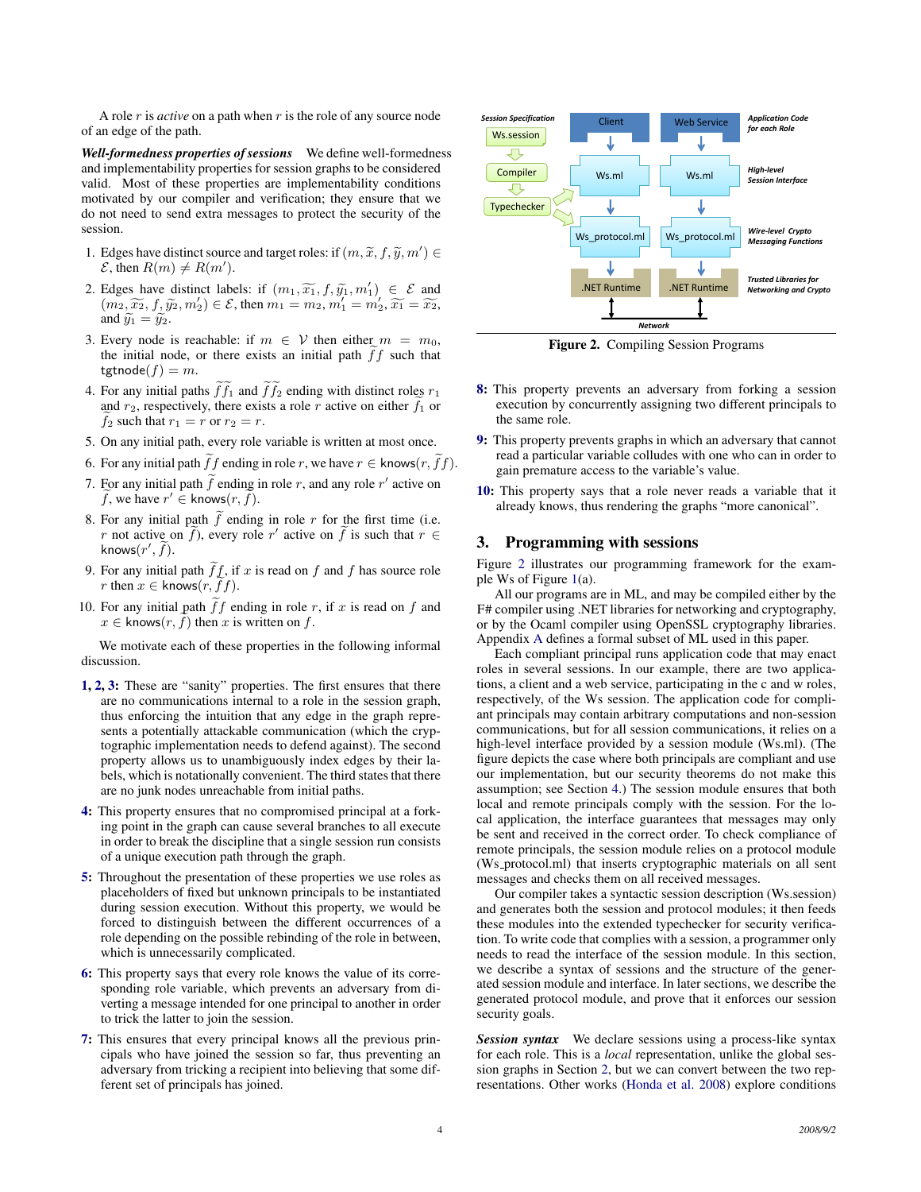A role $r$ is *active* on a path when $r$ is the role of any source node of an edge of the path.

***Well-formedness properties of sessions*** We define well-formedness and implementability properties for session graphs to be considered valid. Most of these properties are implementability conditions motivated by our compiler and verification; they ensure that we do not need to send extra messages to protect the security of the session.

1. Edges have distinct source and target roles: if $(m, \widetilde{x}, f, \widetilde{y}, m') \in \mathcal{E}$, then $R(m) \neq R(m')$.
2. Edges have distinct labels: if $(m_1, \widetilde{x_1}, f, \widetilde{y_1}, m_1') \in \mathcal{E}$ and $(m_2, \widetilde{x_2}, f, \widetilde{y_2}, m_2') \in \mathcal{E}$, then $m_1 = m_2$, $m_1' = m_2'$, $\widetilde{x_1} = \widetilde{x_2}$, and $\widetilde{y_1} = \widetilde{y_2}$.
3. Every node is reachable: if $m \in \mathcal{V}$ then either $m = m_0$, the initial node, or there exists an initial path $\widetilde{f}f$ such that $\mathsf{tgtnode}(f) = m$.
4. For any initial paths $\widetilde{f}\widetilde{f_1}$ and $\widetilde{f}\widetilde{f_2}$ ending with distinct roles $r_1$ and $r_2$, respectively, there exists a role $r$ active on either $\widetilde{f_1}$ or $\widetilde{f_2}$ such that $r_1 = r$ or $r_2 = r$.
5. On any initial path, every role variable is written at most once.
6. For any initial path $\widetilde{f}f$ ending in role $r$, we have $r \in \mathsf{knows}(r, \widetilde{f}f)$.
7. For any initial path $\widetilde{f}$ ending in role $r$, and any role $r'$ active on $\widetilde{f}$, we have $r' \in \mathsf{knows}(r, \widetilde{f})$.
8. For any initial path $\widetilde{f}$ ending in role $r$ for the first time (i.e. $r$ not active on $\widetilde{f}$), every role $r'$ active on $\widetilde{f}$ is such that $r \in \mathsf{knows}(r', \widetilde{f})$.
9. For any initial path $\widetilde{f}f$, if $x$ is read on $f$ and $f$ has source role $r$ then $x \in \mathsf{knows}(r, \widetilde{f}f)$.
10. For any initial path $\widetilde{f}f$ ending in role $r$, if $x$ is read on $f$ and $x \in \mathsf{knows}(r, \widetilde{f})$ then $x$ is written on $f$.

We motivate each of these properties in the following informal discussion.

**1, 2, 3:** These are "sanity" properties. The first ensures that there are no communications internal to a role in the session graph, thus enforcing the intuition that any edge in the graph represents a potentially attackable communication (which the cryptographic implementation needs to defend against). The second property allows us to unambiguously index edges by their labels, which is notationally convenient. The third states that there are no junk nodes unreachable from initial paths.

**4:** This property ensures that no compromised principal at a forking point in the graph can cause several branches to all execute in order to break the discipline that a single session run consists of a unique execution path through the graph.

**5:** Throughout the presentation of these properties we use roles as placeholders of fixed but unknown principals to be instantiated during session execution. Without this property, we would be forced to distinguish between the different occurrences of a role depending on the possible rebinding of the role in between, which is unnecessarily complicated.

**6:** This property says that every role knows the value of its corresponding role variable, which prevents an adversary from diverting a message intended for one principal to another in order to trick the latter to join the session.

**7:** This ensures that every principal knows all the previous principals who have joined the session so far, thus preventing an adversary from tricking a recipient into believing that some different set of principals has joined.

**8:** This property prevents an adversary from forking a session execution by concurrently assigning two different principals to the same role.

**9:** This property prevents graphs in which an adversary that cannot read a particular variable colludes with one who can in order to gain premature access to the variable's value.

**10:** This property says that a role never reads a variable that it already knows, thus rendering the graphs "more canonical".

Figure 2. Compiling Session Programs

## 3. Programming with sessions

Figure 2 illustrates our programming framework for the example Ws of Figure 1(a).

All our programs are in ML, and may be compiled either by the F# compiler using .NET libraries for networking and cryptography, or by the Ocaml compiler using OpenSSL cryptography libraries. Appendix A defines a formal subset of ML used in this paper.

Each compliant principal runs application code that may enact roles in several sessions. In our example, there are two applications, a client and a web service, participating in the c and w roles, respectively, of the Ws session. The application code for compliant principals may contain arbitrary computations and non-session communications, but for all session communications, it relies on a high-level interface provided by a session module (Ws.ml). (The figure depicts the case where both principals are compliant and use our implementation, but our security theorems do not make this assumption; see Section 4.) The session module ensures that both local and remote principals comply with the session. For the local application, the interface guarantees that messages may only be sent and received in the correct order. To check compliance of remote principals, the session module relies on a protocol module (Ws_protocol.ml) that inserts cryptographic materials on all sent messages and checks them on all received messages.

Our compiler takes a syntactic session description (Ws.session) and generates both the session and protocol modules; it then feeds these modules into the extended typechecker for security verification. To write code that complies with a session, a programmer only needs to read the interface of the session module. In this section, we describe a syntax of sessions and the structure of the generated session module and interface. In later sections, we describe the generated protocol module, and prove that it enforces our session security goals.

***Session syntax*** We declare sessions using a process-like syntax for each role. This is a *local* representation, unlike the global session graphs in Section 2, but we can convert between the two representations. Other works (Honda et al. 2008) explore conditions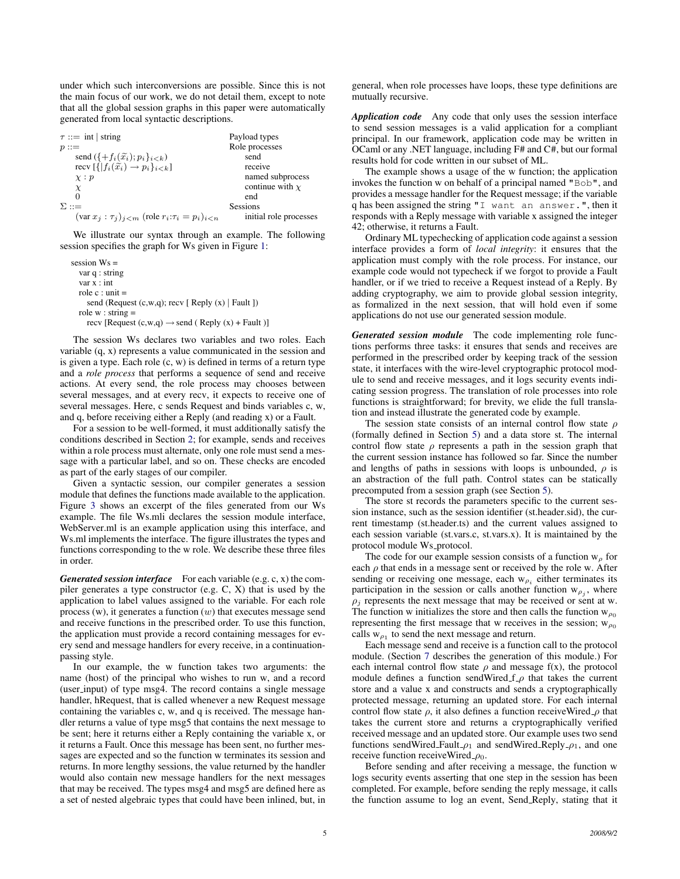under which such interconversions are possible. Since this is not the main focus of our work, we do not detail them, except to note that all the global session graphs in this paper were automatically generated from local syntactic descriptions.

| | |
|---|---|
| $\tau ::=$ int \| string | Payload types |
| $p ::=$ | Role processes |
| send $(\{+f_i(\widetilde{x_i}); p_i\}_{i<k})$ | send |
| recv $[\{\|f_i(\widetilde{x_i}) \rightarrow p_i\}_{i<k}]$ | receive |
| $\chi : p$ | named subprocess |
| $\chi$ | continue with $\chi$ |
| $0$ | end |
| $\Sigma ::=$ | Sessions |
| $(\text{var } x_j : \tau_j)_{j<m}$ $(\text{role } r_i{:}\tau_i = p_i)_{i<n}$ | initial role processes |

We illustrate our syntax through an example. The following session specifies the graph for Ws given in Figure 1:

```
session Ws =
  var q : string
  var x : int
  role c : unit =
    send (Request (c,w,q); recv [ Reply (x) | Fault ])
  role w : string =
    recv [Request (c,w,q) → send ( Reply (x) + Fault )]
```

The session Ws declares two variables and two roles. Each variable (q, x) represents a value communicated in the session and is given a type. Each role (c, w) is defined in terms of a return type and a *role process* that performs a sequence of send and receive actions. At every send, the role process may chooses between several messages, and at every recv, it expects to receive one of several messages. Here, c sends Request and binds variables c, w, and q, before receiving either a Reply (and reading x) or a Fault.

For a session to be well-formed, it must additionally satisfy the conditions described in Section 2; for example, sends and receives within a role process must alternate, only one role must send a message with a particular label, and so on. These checks are encoded as part of the early stages of our compiler.

Given a syntactic session, our compiler generates a session module that defines the functions made available to the application. Figure 3 shows an excerpt of the files generated from our Ws example. The file Ws.mli declares the session module interface, WebServer.ml is an example application using this interface, and Ws.ml implements the interface. The figure illustrates the types and functions corresponding to the w role. We describe these three files in order.

***Generated session interface*** For each variable (e.g. c, x) the compiler generates a type constructor (e.g. C, X) that is used by the application to label values assigned to the variable. For each role process (w), it generates a function ($w$) that executes message send and receive functions in the prescribed order. To use this function, the application must provide a record containing messages for every send and message handlers for every receive, in a continuation-passing style.

In our example, the w function takes two arguments: the name (host) of the principal who wishes to run w, and a record (user_input) of type msg4. The record contains a single message handler, hRequest, that is called whenever a new Request message containing the variables c, w, and q is received. The message handler returns a value of type msg5 that contains the next message to be sent; here it returns either a Reply containing the variable x, or it returns a Fault. Once this message has been sent, no further messages are expected and so the function w terminates its session and returns. In more lengthy sessions, the value returned by the handler would also contain new message handlers for the next messages that may be received. The types msg4 and msg5 are defined here as a set of nested algebraic types that could have been inlined, but, in general, when role processes have loops, these type definitions are mutually recursive.

***Application code*** Any code that only uses the session interface to send session messages is a valid application for a compliant principal. In our framework, application code may be written in OCaml or any .NET language, including F# and C#, but our formal results hold for code written in our subset of ML.

The example shows a usage of the w function; the application invokes the function w on behalf of a principal named `"Bob"`, and provides a message handler for the Request message; if the variable q has been assigned the string `"I want an answer."`, then it responds with a Reply message with variable x assigned the integer 42; otherwise, it returns a Fault.

Ordinary ML typechecking of application code against a session interface provides a form of *local integrity*: it ensures that the application must comply with the role process. For instance, our example code would not typecheck if we forgot to provide a Fault handler, or if we tried to receive a Request instead of a Reply. By adding cryptography, we aim to provide global session integrity, as formalized in the next session, that will hold even if some applications do not use our generated session module.

***Generated session module*** The code implementing role functions performs three tasks: it ensures that sends and receives are performed in the prescribed order by keeping track of the session state, it interfaces with the wire-level cryptographic protocol module to send and receive messages, and it logs security events indicating session progress. The translation of role processes into role functions is straightforward; for brevity, we elide the full translation and instead illustrate the generated code by example.

The session state consists of an internal control flow state $\rho$ (formally defined in Section 5) and a data store st. The internal control flow state $\rho$ represents a path in the session graph that the current session instance has followed so far. Since the number and lengths of paths in sessions with loops is unbounded, $\rho$ is an abstraction of the full path. Control states can be statically precomputed from a session graph (see Section 5).

The store st records the parameters specific to the current session instance, such as the session identifier (st.header.sid), the current timestamp (st.header.ts) and the current values assigned to each session variable (st.vars.c, st.vars.x). It is maintained by the protocol module Ws_protocol.

The code for our example session consists of a function $w_\rho$ for each $\rho$ that ends in a message sent or received by the role w. After sending or receiving one message, each $w_{\rho_i}$ either terminates its participation in the session or calls another function $w_{\rho_j}$, where $\rho_j$ represents the next message that may be received or sent at w. The function w initializes the store and then calls the function $w_{\rho_0}$ representing the first message that w receives in the session; $w_{\rho_0}$ calls $w_{\rho_1}$ to send the next message and return.

Each message send and receive is a function call to the protocol module. (Section 7 describes the generation of this module.) For each internal control flow state $\rho$ and message f(x), the protocol module defines a function sendWired_f_$\rho$ that takes the current store and a value x and constructs and sends a cryptographically protected message, returning an updated store. For each internal control flow state $\rho$, it also defines a function receiveWired_$\rho$ that takes the current store and returns a cryptographically verified received message and an updated store. Our example uses two send functions sendWired_Fault_$\rho_1$ and sendWired_Reply_$\rho_1$, and one receive function receiveWired_$\rho_0$.

Before sending and after receiving a message, the function w logs security events asserting that one step in the session has been completed. For example, before sending the reply message, it calls the function assume to log an event, Send_Reply, stating that it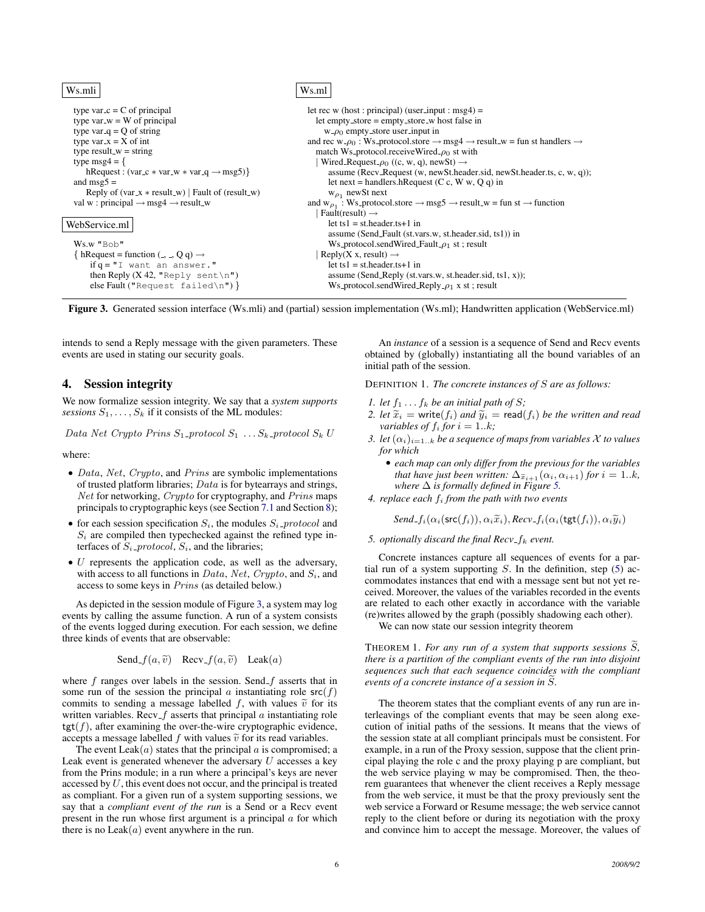Ws.mli

```
type var_c = C of principal
type var_w = W of principal
type var_q = Q of string
type var_x = X of int
type result_w = string
type msg4 = {
    hRequest : (var_c * var_w * var_q → msg5)}
and msg5 =
    Reply of (var_x * result_w) | Fault of (result_w)
val w : principal → msg4 → result_w
```

WebService.ml

```
Ws.w "Bob"
{ hRequest = function (_, _, Q q) →
    if q = "I want an answer."
    then Reply (X 42, "Reply sent\n")
    else Fault ("Request failed\n") }
```

Ws.ml

```
let rec w (host : principal) (user_input : msg4) =
  let empty_store = empty_store_w host false in
    w_ρ0 empty_store user_input in
and rec w_ρ0 : Ws_protocol.store → msg4 → result_w = fun st handlers →
  match Ws_protocol.receiveWired_ρ0 st with
  | Wired_Request_ρ0 ((c, w, q), newSt) →
      assume (Recv_Request (w, newSt.header.sid, newSt.header.ts, c, w, q));
      let next = handlers.hRequest (C c, W w, Q q) in
      w_ρ1 newSt next
and w_ρ1 : Ws_protocol.store → msg5 → result_w = fun st → function
  | Fault(result) →
      let ts1 = st.header.ts+1 in
      assume (Send_Fault (st.vars.w, st.header.sid, ts1)) in
      Ws_protocol.sendWired_Fault_ρ1 st ; result
  | Reply(X x, result) →
      let ts1 = st.header.ts+1 in
      assume (Send_Reply (st.vars.w, st.header.sid, ts1, x));
      Ws_protocol.sendWired_Reply_ρ1 x st ; result
```

**Figure 3.** Generated session interface (Ws.mli) and (partial) session implementation (Ws.ml); Handwritten application (WebService.ml)

intends to send a Reply message with the given parameters. These events are used in stating our security goals.

## 4. Session integrity

We now formalize session integrity. We say that a *system supports sessions* $S_1, \ldots, S_k$ if it consists of the ML modules:

$$Data\ Net\ Crypto\ Prins\ S_1\_protocol\ S_1\ \ldots S_k\_protocol\ S_k\ U$$

where:

- $Data$, $Net$, $Crypto$, and $Prins$ are symbolic implementations of trusted platform libraries; $Data$ is for bytearrays and strings, $Net$ for networking, $Crypto$ for cryptography, and $Prins$ maps principals to cryptographic keys (see Section 7.1 and Section 8);
- for each session specification $S_i$, the modules $S_i\_protocol$ and $S_i$ are compiled then typechecked against the refined type interfaces of $S_i\_protocol$, $S_i$, and the libraries;
- $U$ represents the application code, as well as the adversary, with access to all functions in $Data$, $Net$, $Crypto$, and $S_i$, and access to some keys in $Prins$ (as detailed below.)

As depicted in the session module of Figure 3, a system may log events by calling the assume function. A run of a system consists of the events logged during execution. For each session, we define three kinds of events that are observable:

$$\text{Send\_}f(a, \widetilde{v}) \quad \text{Recv\_}f(a, \widetilde{v}) \quad \text{Leak}(a)$$

where $f$ ranges over labels in the session. Send_$f$ asserts that in some run of the session the principal $a$ instantiating role $\mathsf{src}(f)$ commits to sending a message labelled $f$, with values $\widetilde{v}$ for its written variables. Recv_$f$ asserts that principal $a$ instantiating role $\mathsf{tgt}(f)$, after examining the over-the-wire cryptographic evidence, accepts a message labelled $f$ with values $\widetilde{v}$ for its read variables.

The event Leak$(a)$ states that the principal $a$ is compromised; a Leak event is generated whenever the adversary $U$ accesses a key from the Prins module; in a run where a principal's keys are never accessed by $U$, this event does not occur, and the principal is treated as compliant. For a given run of a system supporting sessions, we say that a *compliant event of the run* is a Send or a Recv event present in the run whose first argument is a principal $a$ for which there is no Leak$(a)$ event anywhere in the run.

An *instance* of a session is a sequence of Send and Recv events obtained by (globally) instantiating all the bound variables of an initial path of the session.

DEFINITION 1. *The concrete instances of $S$ are as follows:*

1. *let $f_1 \ldots f_k$ be an initial path of $S$;*
2. *let $\widetilde{x}_i = \mathsf{write}(f_i)$ and $\widetilde{y}_i = \mathsf{read}(f_i)$ be the written and read variables of $f_i$ for $i = 1..k$;*
3. *let $(\alpha_i)_{i=1..k}$ be a sequence of maps from variables $\mathcal{X}$ to values for which*
   - *each map can only differ from the previous for the variables that have just been written: $\Delta_{\widetilde{x}_{i+1}}(\alpha_i, \alpha_{i+1})$ for $i = 1..k$, where $\Delta$ is formally defined in Figure 5.*
4. *replace each $f_i$ from the path with two events*

   $$Send\_f_i(\alpha_i(\mathsf{src}(f_i)), \alpha_i\widetilde{x}_i), Recv\_f_i(\alpha_i(\mathsf{tgt}(f_i)), \alpha_i\widetilde{y}_i)$$

5. *optionally discard the final $Recv\_f_k$ event.*

Concrete instances capture all sequences of events for a partial run of a system supporting $S$. In the definition, step (5) accommodates instances that end with a message sent but not yet received. Moreover, the values of the variables recorded in the events are related to each other exactly in accordance with the variable (re)writes allowed by the graph (possibly shadowing each other).

We can now state our session integrity theorem

THEOREM 1. *For any run of a system that supports sessions $\widetilde{S}$, there is a partition of the compliant events of the run into disjoint sequences such that each sequence coincides with the compliant events of a concrete instance of a session in $\widetilde{S}$.*

The theorem states that the compliant events of any run are interleavings of the compliant events that may be seen along execution of initial paths of the sessions. It means that the views of the session state at all compliant principals must be consistent. For example, in a run of the Proxy session, suppose that the client principal playing the role c and the proxy playing p are compliant, but the web service playing w may be compromised. Then, the theorem guarantees that whenever the client receives a Reply message from the web service, it must be that the proxy previously sent the web service a Forward or Resume message; the web service cannot reply to the client before or during its negotiation with the proxy and convince him to accept the message. Moreover, the values of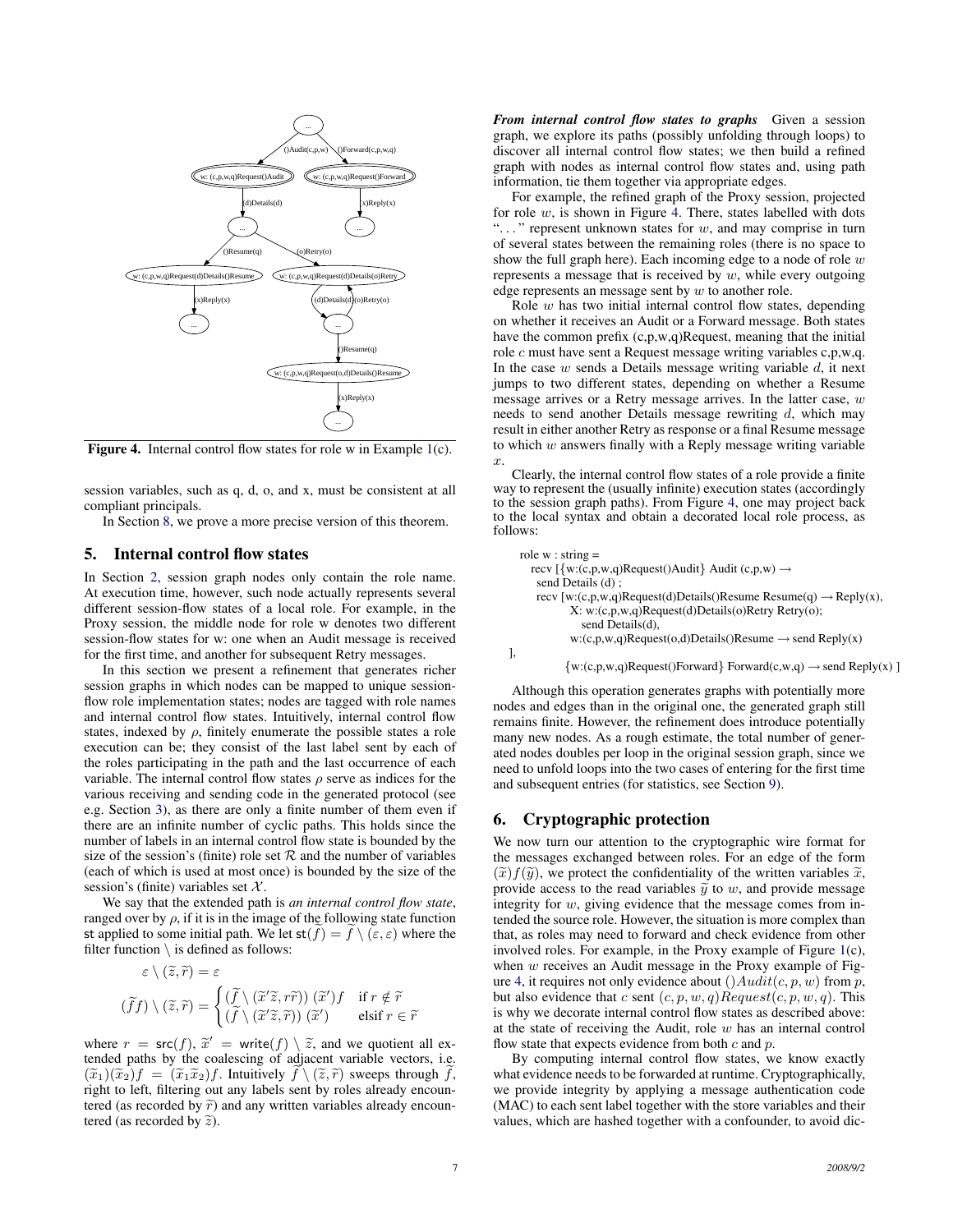Figure 4. Internal control flow states for role w in Example 1(c).

session variables, such as q, d, o, and x, must be consistent at all compliant principals.

In Section 8, we prove a more precise version of this theorem.

## 5. Internal control flow states

In Section 2, session graph nodes only contain the role name. At execution time, however, such node actually represents several different session-flow states of a local role. For example, in the Proxy session, the middle node for role w denotes two different session-flow states for w: one when an Audit message is received for the first time, and another for subsequent Retry messages.

In this section we present a refinement that generates richer session graphs in which nodes can be mapped to unique session-flow role implementation states; nodes are tagged with role names and internal control flow states. Intuitively, internal control flow states, indexed by $\rho$, finitely enumerate the possible states a role execution can be; they consist of the last label sent by each of the roles participating in the path and the last occurrence of each variable. The internal control flow states $\rho$ serve as indices for the various receiving and sending code in the generated protocol (see e.g. Section 3), as there are only a finite number of them even if there are an infinite number of cyclic paths. This holds since the number of labels in an internal control flow state is bounded by the size of the session's (finite) role set $\mathcal{R}$ and the number of variables (each of which is used at most once) is bounded by the size of the session's (finite) variables set $\mathcal{X}$.

We say that the extended path is *an internal control flow state*, ranged over by $\rho$, if it is in the image of the following state function st applied to some initial path. We let $\mathsf{st}(\widetilde{f}) = \widetilde{f} \setminus (\varepsilon, \varepsilon)$ where the filter function $\setminus$ is defined as follows:

$$\varepsilon \setminus (\widetilde{z}, \widetilde{r}) = \varepsilon$$

$$(\widetilde{f}f) \setminus (\widetilde{z}, \widetilde{r}) = \begin{cases} (\widetilde{f} \setminus (\widetilde{x}'\widetilde{z}, r\widetilde{r}))\ (\widetilde{x}')f & \text{if } r \notin \widetilde{r} \\ (\widetilde{f} \setminus (\widetilde{x}'\widetilde{z}, \widetilde{r}))\ (\widetilde{x}') & \text{elsif } r \in \widetilde{r} \end{cases}$$

where $r = \mathsf{src}(f)$, $\widetilde{x}' = \mathsf{write}(f) \setminus \widetilde{z}$, and we quotient all extended paths by the coalescing of adjacent variable vectors, i.e. $(\widetilde{x}_1)(\widetilde{x}_2)f = (\widetilde{x}_1\widetilde{x}_2)f$. Intuitively $\widetilde{f} \setminus (\widetilde{z}, \widetilde{r})$ sweeps through $\widetilde{f}$, right to left, filtering out any labels sent by roles already encountered (as recorded by $\widetilde{r}$) and any written variables already encountered (as recorded by $\widetilde{z}$).

***From internal control flow states to graphs*** Given a session graph, we explore its paths (possibly unfolding through loops) to discover all internal control flow states; we then build a refined graph with nodes as internal control flow states and, using path information, tie them together via appropriate edges.

For example, the refined graph of the Proxy session, projected for role $w$, is shown in Figure 4. There, states labelled with dots "..." represent unknown states for $w$, and may comprise in turn of several states between the remaining roles (there is no space to show the full graph here). Each incoming edge to a node of role $w$ represents a message that is received by $w$, while every outgoing edge represents an message sent by $w$ to another role.

Role $w$ has two initial internal control flow states, depending on whether it receives an Audit or a Forward message. Both states have the common prefix (c,p,w,q)Request, meaning that the initial role $c$ must have sent a Request message writing variables c,p,w,q. In the case $w$ sends a Details message writing variable $d$, it next jumps to two different states, depending on whether a Resume message arrives or a Retry message arrives. In the latter case, $w$ needs to send another Details message rewriting $d$, which may result in either another Retry as response or a final Resume message to which $w$ answers finally with a Reply message writing variable $x$.

Clearly, the internal control flow states of a role provide a finite way to represent the (usually infinite) execution states (accordingly to the session graph paths). From Figure 4, one may project back to the local syntax and obtain a decorated local role process, as follows:

```
role w : string =
  recv [{w:(c,p,w,q)Request()Audit} Audit (c,p,w) →
    send Details (d) ;
    recv [w:(c,p,w,q)Request(d)Details()Resume Resume(q) → Reply(x),
          X: w:(c,p,w,q)Request(d)Details(o)Retry Retry(o);
             send Details(d),
          w:(c,p,w,q)Request(o,d)Details()Resume → send Reply(x)
],
          {w:(c,p,w,q)Request()Forward} Forward(c,w,q) → send Reply(x) ]
```

Although this operation generates graphs with potentially more nodes and edges than in the original one, the generated graph still remains finite. However, the refinement does introduce potentially many new nodes. As a rough estimate, the total number of generated nodes doubles per loop in the original session graph, since we need to unfold loops into the two cases of entering for the first time and subsequent entries (for statistics, see Section 9).

## 6. Cryptographic protection

We now turn our attention to the cryptographic wire format for the messages exchanged between roles. For an edge of the form $(\widetilde{x})f(\widetilde{y})$, we protect the confidentiality of the written variables $\widetilde{x}$, provide access to the read variables $\widetilde{y}$ to $w$, and provide message integrity for $w$, giving evidence that the message comes from intended the source role. However, the situation is more complex than that, as roles may need to forward and check evidence from other involved roles. For example, in the Proxy example of Figure 1(c), when $w$ receives an Audit message in the Proxy example of Figure 4, it requires not only evidence about $()Audit(c,p,w)$ from $p$, but also evidence that $c$ sent $(c,p,w,q)Request(c,p,w,q)$. This is why we decorate internal control flow states as described above: at the state of receiving the Audit, role $w$ has an internal control flow state that expects evidence from both $c$ and $p$.

By computing internal control flow states, we know exactly what evidence needs to be forwarded at runtime. Cryptographically, we provide integrity by applying a message authentication code (MAC) to each sent label together with the store variables and their values, which are hashed together with a confounder, to avoid dic-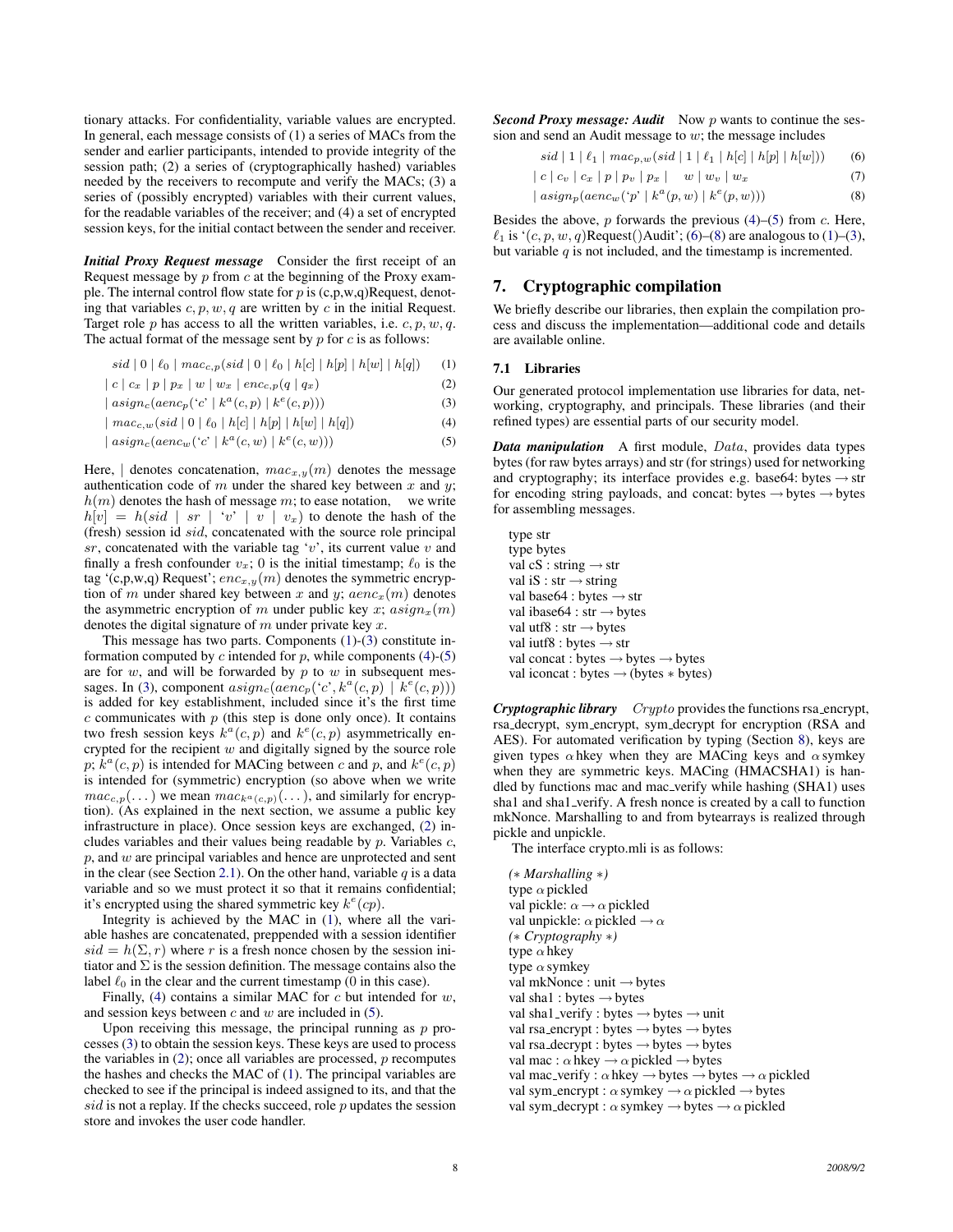tionary attacks. For confidentiality, variable values are encrypted. In general, each message consists of (1) a series of MACs from the sender and earlier participants, intended to provide integrity of the session path; (2) a series of (cryptographically hashed) variables needed by the receivers to recompute and verify the MACs; (3) a series of (possibly encrypted) variables with their current values, for the readable variables of the receiver; and (4) a set of encrypted session keys, for the initial contact between the sender and receiver.

***Initial Proxy Request message*** Consider the first receipt of an Request message by $p$ from $c$ at the beginning of the Proxy example. The internal control flow state for $p$ is (c,p,w,q)Request, denoting that variables $c, p, w, q$ are written by $c$ in the initial Request. Target role $p$ has access to all the written variables, i.e. $c, p, w, q$. The actual format of the message sent by $p$ for $c$ is as follows:

$$sid \mid 0 \mid \ell_0 \mid mac_{c,p}(sid \mid 0 \mid \ell_0 \mid h[c] \mid h[p] \mid h[w] \mid h[q]) \quad (1)$$

$$\mid c \mid c_x \mid p \mid p_x \mid w \mid w_x \mid enc_{c,p}(q \mid q_x) \quad (2)$$

$$\mid asign_c(aenc_p(\text{`}c\text{'} \mid k^a(c,p) \mid k^e(c,p))) \quad (3)$$

$$\mid mac_{c,w}(sid \mid 0 \mid \ell_0 \mid h[c] \mid h[p] \mid h[w] \mid h[q]) \quad (4)$$

$$\mid asign_c(aenc_w(\text{`}c\text{'} \mid k^a(c,w) \mid k^e(c,w))) \quad (5)$$

Here, $\mid$ denotes concatenation, $mac_{x,y}(m)$ denotes the message authentication code of $m$ under the shared key between $x$ and $y$; $h(m)$ denotes the hash of message $m$; to ease notation, we write $h[v] = h(sid \mid sr \mid \text{`}v\text{'} \mid v \mid v_x)$ to denote the hash of the (fresh) session id $sid$, concatenated with the source role principal $sr$, concatenated with the variable tag '$v$', its current value $v$ and finally a fresh confounder $v_x$; 0 is the initial timestamp; $\ell_0$ is the tag '(c,p,w,q) Request'; $enc_{x,y}(m)$ denotes the symmetric encryption of $m$ under shared key between $x$ and $y$; $aenc_x(m)$ denotes the asymmetric encryption of $m$ under public key $x$; $asign_x(m)$ denotes the digital signature of $m$ under private key $x$.

This message has two parts. Components (1)-(3) constitute information computed by $c$ intended for $p$, while components (4)-(5) are for $w$, and will be forwarded by $p$ to $w$ in subsequent messages. In (3), component $asign_c(aenc_p(\text{`}c\text{'}, k^a(c,p) \mid k^e(c,p)))$ is added for key establishment, included since it's the first time $c$ communicates with $p$ (this step is done only once). It contains two fresh session keys $k^a(c,p)$ and $k^e(c,p)$ asymmetrically encrypted for the recipient $w$ and digitally signed by the source role $p$; $k^a(c,p)$ is intended for MACing between $c$ and $p$, and $k^e(c,p)$ is intended for (symmetric) encryption (so above when we write $mac_{c,p}(\dots)$ we mean $mac_{k^a(c,p)}(\dots)$, and similarly for encryption). (As explained in the next section, we assume a public key infrastructure in place). Once session keys are exchanged, (2) includes variables and their values being readable by $p$. Variables $c$, $p$, and $w$ are principal variables and hence are unprotected and sent in the clear (see Section 2.1). On the other hand, variable $q$ is a data variable and so we must protect it so that it remains confidential; it's encrypted using the shared symmetric key $k^e(cp)$.

Integrity is achieved by the MAC in (1), where all the variable hashes are concatenated, preppended with a session identifier $sid = h(\Sigma, r)$ where $r$ is a fresh nonce chosen by the session initiator and $\Sigma$ is the session definition. The message contains also the label $\ell_0$ in the clear and the current timestamp (0 in this case).

Finally, (4) contains a similar MAC for $c$ but intended for $w$, and session keys between $c$ and $w$ are included in (5).

Upon receiving this message, the principal running as $p$ processes (3) to obtain the session keys. These keys are used to process the variables in (2); once all variables are processed, $p$ recomputes the hashes and checks the MAC of (1). The principal variables are checked to see if the principal is indeed assigned to its, and that the $sid$ is not a replay. If the checks succeed, role $p$ updates the session store and invokes the user code handler.

***Second Proxy message: Audit*** Now $p$ wants to continue the session and send an Audit message to $w$; the message includes

$$sid \mid 1 \mid \ell_1 \mid mac_{p,w}(sid \mid 1 \mid \ell_1 \mid h[c] \mid h[p] \mid h[w]) \quad (6)$$

$$\mid c \mid c_v \mid c_x \mid p \mid p_v \mid p_x \mid \quad w \mid w_v \mid w_x \quad (7)$$

$$\mid asign_p(aenc_w(\text{`}p\text{'} \mid k^a(p,w) \mid k^e(p,w))) \quad (8)$$

Besides the above, $p$ forwards the previous (4)–(5) from $c$. Here, $\ell_1$ is '$(c,p,w,q)$Request()Audit'; (6)–(8) are analogous to (1)–(3), but variable $q$ is not included, and the timestamp is incremented.

## 7. Cryptographic compilation

We briefly describe our libraries, then explain the compilation process and discuss the implementation—additional code and details are available online.

### 7.1 Libraries

Our generated protocol implementation use libraries for data, networking, cryptography, and principals. These libraries (and their refined types) are essential parts of our security model.

***Data manipulation*** A first module, $Data$, provides data types bytes (for raw bytes arrays) and str (for strings) used for networking and cryptography; its interface provides e.g. base64: bytes → str for encoding string payloads, and concat: bytes → bytes → bytes for assembling messages.

```
type str
type bytes
val cS : string → str
val iS : str → string
val base64 : bytes → str
val ibase64 : str → bytes
val utf8 : str → bytes
val iutf8 : bytes → str
val concat : bytes → bytes → bytes
val iconcat : bytes → (bytes ∗ bytes)
```

***Cryptographic library*** $Crypto$ provides the functions rsa_encrypt, rsa_decrypt, sym_encrypt, sym_decrypt for encryption (RSA and AES). For automated verification by typing (Section 8), keys are given types $\alpha$ hkey when they are MACing keys and $\alpha$ symkey when they are symmetric keys. MACing (HMACSHA1) is handled by functions mac and mac_verify while hashing (SHA1) uses sha1 and sha1_verify. A fresh nonce is created by a call to function mkNonce. Marshalling to and from bytearrays is realized through pickle and unpickle.

The interface crypto.mli is as follows:

```
(∗ Marshalling ∗)
type α pickled
val pickle: α → α pickled
val unpickle: α pickled → α
(∗ Cryptography ∗)
type α hkey
type α symkey
val mkNonce : unit → bytes
val sha1 : bytes → bytes
val sha1_verify : bytes → bytes → unit
val rsa_encrypt : bytes → bytes → bytes
val rsa_decrypt : bytes → bytes → bytes
val mac : α hkey → α pickled → bytes
val mac_verify : α hkey → bytes → bytes → α pickled
val sym_encrypt : α symkey → α pickled → bytes
val sym_decrypt : α symkey → bytes → α pickled
```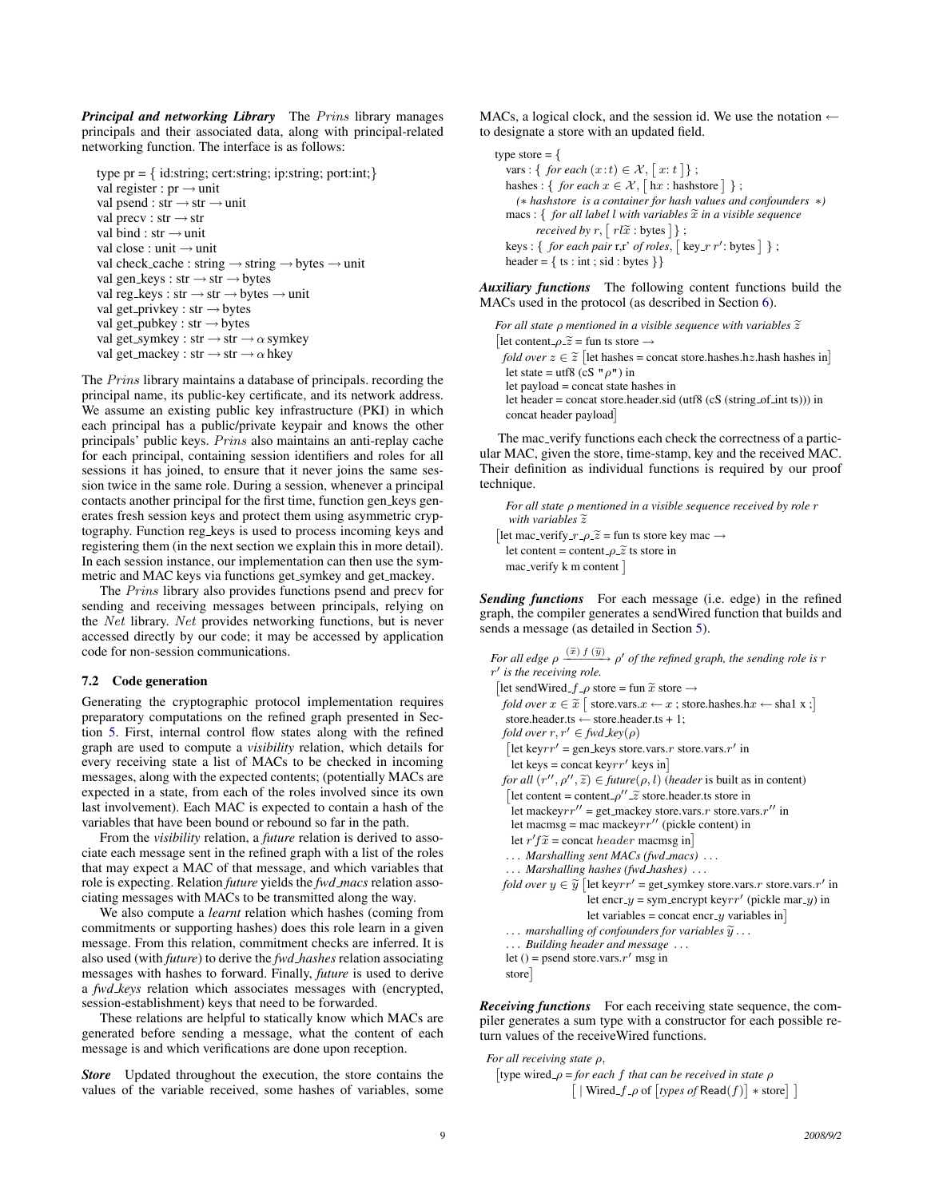***Principal and networking Library*** The $Prins$ library manages principals and their associated data, along with principal-related networking function. The interface is as follows:

```
type pr = { id:string; cert:string; ip:string; port:int;}
val register : pr → unit
val psend : str → str → unit
val precv : str → str
val bind : str → unit
val close : unit → unit
val check_cache : string → string → bytes → unit
val gen_keys : str → str → bytes
val reg_keys : str → str → bytes → unit
val get_privkey : str → bytes
val get_pubkey : str → bytes
val get_symkey : str → str → α symkey
val get_mackey : str → str → α hkey
```

The $Prins$ library maintains a database of principals. recording the principal name, its public-key certificate, and its network address. We assume an existing public key infrastructure (PKI) in which each principal has a public/private keypair and knows the other principals' public keys. $Prins$ also maintains an anti-replay cache for each principal, containing session identifiers and roles for all sessions it has joined, to ensure that it never joins the same session twice in the same role. During a session, whenever a principal contacts another principal for the first time, function gen_keys generates fresh session keys and protect them using asymmetric cryptography. Function reg_keys is used to process incoming keys and registering them (in the next section we explain this in more detail). In each session instance, our implementation can then use the symmetric and MAC keys via functions get_symkey and get_mackey.

The $Prins$ library also provides functions psend and precv for sending and receiving messages between principals, relying on the $Net$ library. $Net$ provides networking functions, but is never accessed directly by our code; it may be accessed by application code for non-session communications.

### 7.2 Code generation

Generating the cryptographic protocol implementation requires preparatory computations on the refined graph presented in Section 5. First, internal control flow states along with the refined graph are used to compute a *visibility* relation, which details for every receiving state a list of MACs to be checked in incoming messages, along with the expected contents; (potentially MACs are expected in a state, from each of the roles involved since its own last involvement). Each MAC is expected to contain a hash of the variables that have been bound or rebound so far in the path.

From the *visibility* relation, a *future* relation is derived to associate each message sent in the refined graph with a list of the roles that may expect a MAC of that message, and which variables that role is expecting. Relation *future* yields the *fwd_macs* relation associating messages with MACs to be transmitted along the way.

We also compute a *learnt* relation which hashes (coming from commitments or supporting hashes) does this role learn in a given message. From this relation, commitment checks are inferred. It is also used (with *future*) to derive the *fwd_hashes* relation associating messages with hashes to forward. Finally, *future* is used to derive a *fwd_keys* relation which associates messages with (encrypted, session-establishment) keys that need to be forwarded.

These relations are helpful to statically know which MACs are generated before sending a message, what the content of each message is and which verifications are done upon reception.

***Store*** Updated throughout the execution, the store contains the values of the variable received, some hashes of variables, some MACs, a logical clock, and the session id. We use the notation $\leftarrow$ to designate a store with an updated field.

type store = {
  vars : { *for each* $(x{:}t) \in \mathcal{X}$, $\left[\, x{:}\, t \,\right]$ } ;
  hashes : { *for each* $x \in \mathcal{X}$, $\left[\, \mathrm{h}x : \text{hashstore} \,\right]$ } ;
    (∗ *hashstore is a container for hash values and confounders* ∗)
  macs : { *for all label* $l$ *with variables* $\widetilde{x}$ *in a visible sequence received by* $r$, $\left[\, rl\widetilde{x} : \text{bytes} \,\right]$ } ;
  keys : { *for each pair* r,r' *of roles*, $\left[\, \text{key\_}r\,r' : \text{bytes} \,\right]$ } ;
  header = { ts : int ; sid : bytes }}

***Auxiliary functions*** The following content functions build the MACs used in the protocol (as described in Section 6).

*For all state* $\rho$ *mentioned in a visible sequence with variables* $\widetilde{z}$
[let content_$\rho$_$\widetilde{z}$ = fun ts store →
  *fold over* $z \in \widetilde{z}$ [let hashes = concat store.hashes.h$z$.hash hashes in]
  let state = utf8 (cS "$\rho$") in
  let payload = concat state hashes in
  let header = concat store.header.sid (utf8 (cS (string_of_int ts))) in
  concat header payload]

The mac_verify functions each check the correctness of a particular MAC, given the store, time-stamp, key and the received MAC. Their definition as individual functions is required by our proof technique.

*For all state* $\rho$ *mentioned in a visible sequence received by role* $r$ *with variables* $\widetilde{z}$
[let mac_verify_$r$_$\rho$_$\widetilde{z}$ = fun ts store key mac →
  let content = content_$\rho$_$\widetilde{z}$ ts store in
  mac_verify k m content ]

***Sending functions*** For each message (i.e. edge) in the refined graph, the compiler generates a sendWired function that builds and sends a message (as detailed in Section 5).

*For all edge* $\rho \xrightarrow{(\widetilde{x})\ f\ (\widetilde{y})} \rho'$ *of the refined graph, the sending role is* $r$ $r'$ *is the receiving role.*
[let sendWired_$f$_$\rho$ store = fun $\widetilde{x}$ store →
  *fold over* $x \in \widetilde{x}$ [ store.vars.$x \leftarrow x$ ; store.hashes.h$x \leftarrow$ sha1 x ;]
  store.header.ts ← store.header.ts + 1;
  *fold over* $r, r' \in$ *fwd_key*($\rho$)
  [let key$rr'$ = gen_keys store.vars.$r$ store.vars.$r'$ in
   let keys = concat key$rr'$ keys in]
  *for all* $(r'', \rho'', \widetilde{z}) \in$ *future*$(\rho, l)$ (*header* is built as in content)
  [let content = content_$\rho''$_$\widetilde{z}$ store.header.ts store in
   let mackey$rr''$ = get_mackey store.vars.$r$ store.vars.$r''$ in
   let macmsg = mac mackey$rr''$ (pickle content) in
   let $r'f\widetilde{x}$ = concat $header$ macmsg in]
  . . . *Marshalling sent MACs (fwd_macs)* . . .
  . . . *Marshalling hashes (fwd_hashes)* . . .
  *fold over* $y \in \widetilde{y}$ [let key$rr'$ = get_symkey store.vars.$r$ store.vars.$r'$ in
      let encr_$y$ = sym_encrypt key$rr'$ (pickle mar_$y$) in
      let variables = concat encr_$y$ variables in]
  . . . *marshalling of confounders for variables* $\widetilde{y}$ . . .
  . . . *Building header and message* . . .
  let () = psend store.vars.$r'$ msg in
  store]

***Receiving functions*** For each receiving state sequence, the compiler generates a sum type with a constructor for each possible return values of the receiveWired functions.

*For all receiving state* $\rho$,
[type wired_$\rho$ = *for each* $f$ *that can be received in state* $\rho$
    [ | Wired_$f$_$\rho$ of [*types of* Read($f$)] ∗ store] ]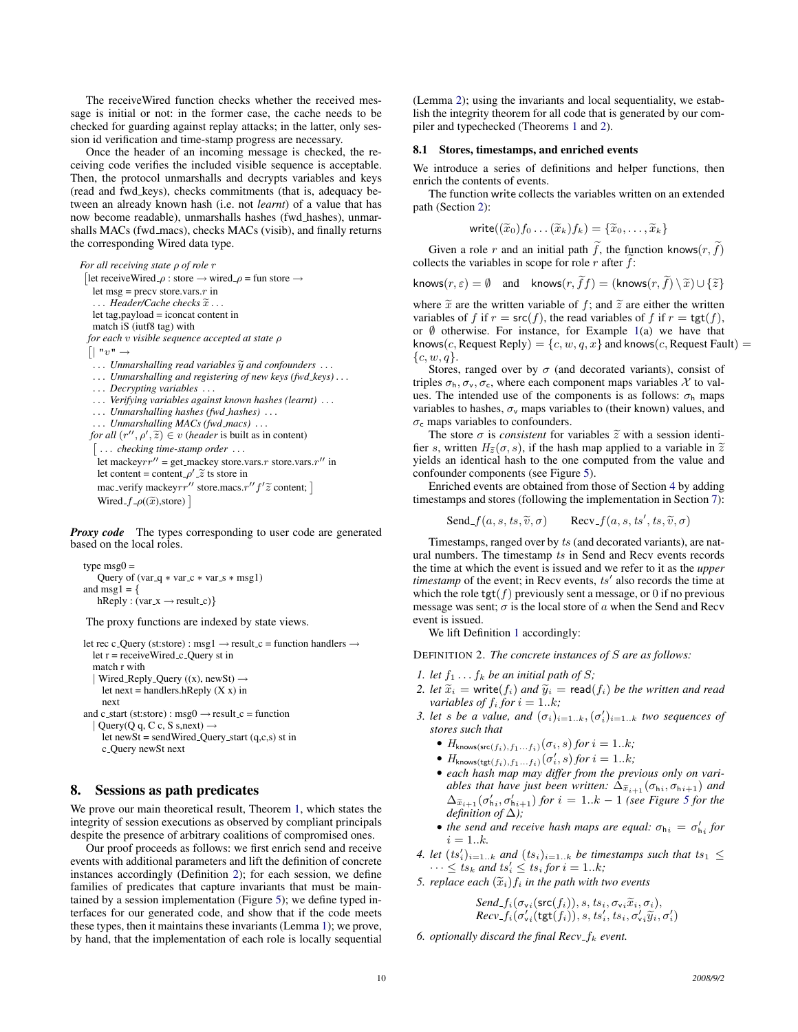The receiveWired function checks whether the received message is initial or not: in the former case, the cache needs to be checked for guarding against replay attacks; in the latter, only session id verification and time-stamp progress are necessary.

Once the header of an incoming message is checked, the receiving code verifies the included visible sequence is acceptable. Then, the protocol unmarshalls and decrypts variables and keys (read and fwd_keys), checks commitments (that is, adequacy between an already known hash (i.e. not *learnt*) of a value that has now become readable), unmarshalls hashes (fwd_hashes), unmarshalls MACs (fwd_macs), checks MACs (visib), and finally returns the corresponding Wired data type.

*For all receiving state $\rho$ of role $r$*

```
[let receiveWired_ρ : store → wired_ρ = fun store →
  let msg = precv store.vars.r in
  ... Header/Cache checks x̃ ...
  let tag,payload = iconcat content in
  match iS (iutf8 tag) with
 for each v visible sequence accepted at state ρ
 [| "v" →
  ... Unmarshalling read variables ỹ and confounders ...
  ... Unmarshalling and registering of new keys (fwd_keys) ...
  ... Decrypting variables ...
  ... Verifying variables against known hashes (learnt) ...
  ... Unmarshalling hashes (fwd_hashes) ...
  ... Unmarshalling MACs (fwd_macs) ...
 for all (r'', ρ', z̃) ∈ v (header is built as in content)
  [ ... checking time-stamp order ...
   let mackeyrr'' = get_mackey store.vars.r store.vars.r'' in
   let content = content_ρ'_z̃ ts store in
   mac_verify mackeyrr'' store.macs.r'' f' z̃ content; ]
   Wired_f_ρ((x̃),store) ]
```

***Proxy code*** The types corresponding to user code are generated based on the local roles.

```
type msg0 =
    Query of (var_q * var_c * var_s * msg1)
and msg1 = {
    hReply : (var_x → result_c)}
```

The proxy functions are indexed by state views.

```
let rec c_Query (st:store) : msg1 → result_c = function handlers →
  let r = receiveWired_c_Query st in
  match r with
  | Wired_Reply_Query ((x), newSt) →
    let next = handlers.hReply (X x) in
    next
and c_start (st:store) : msg0 → result_c = function
  | Query(Q q, C c, S s,next) →
    let newSt = sendWired_Query_start (q,c,s) st in
    c_Query newSt next
```

## 8. Sessions as path predicates

We prove our main theoretical result, Theorem 1, which states the integrity of session executions as observed by compliant principals despite the presence of arbitrary coalitions of compromised ones.

Our proof proceeds as follows: we first enrich send and receive events with additional parameters and lift the definition of concrete instances accordingly (Definition 2); for each session, we define families of predicates that capture invariants that must be maintained by a session implementation (Figure 5); we define typed interfaces for our generated code, and show that if the code meets these types, then it maintains these invariants (Lemma 1); we prove, by hand, that the implementation of each role is locally sequential (Lemma 2); using the invariants and local sequentiality, we establish the integrity theorem for all code that is generated by our compiler and typechecked (Theorems 1 and 2).

### 8.1 Stores, timestamps, and enriched events

We introduce a series of definitions and helper functions, then enrich the contents of events.

The function write collects the variables written on an extended path (Section 2):

$$\mathsf{write}((\widetilde{x}_0)f_0 \ldots (\widetilde{x}_k)f_k) = \{\widetilde{x}_0, \ldots, \widetilde{x}_k\}$$

Given a role $r$ and an initial path $\widetilde{f}$, the function $\mathsf{knows}(r, \widetilde{f})$ collects the variables in scope for role $r$ after $\widetilde{f}$:

$$\mathsf{knows}(r, \varepsilon) = \emptyset \quad \text{and} \quad \mathsf{knows}(r, \widetilde{f}f) = (\mathsf{knows}(r, \widetilde{f}) \setminus \widetilde{x}) \cup \{\widetilde{z}\}$$

where $\widetilde{x}$ are the written variable of $f$; and $\widetilde{z}$ are either the written variables of $f$ if $r = \mathsf{src}(f)$, the read variables of $f$ if $r = \mathsf{tgt}(f)$, or $\emptyset$ otherwise. For instance, for Example 1(a) we have that $\mathsf{knows}(c, \text{Request Reply}) = \{c, w, q, x\}$ and $\mathsf{knows}(c, \text{Request Fault}) = \{c, w, q\}$.

Stores, ranged over by $\sigma$ (and decorated variants), consist of triples $\sigma_\mathsf{h}, \sigma_\mathsf{v}, \sigma_\mathsf{c}$, where each component maps variables $\mathcal{X}$ to values. The intended use of the components is as follows: $\sigma_\mathsf{h}$ maps variables to hashes, $\sigma_\mathsf{v}$ maps variables to (their known) values, and $\sigma_\mathsf{c}$ maps variables to confounders.

The store $\sigma$ is *consistent* for variables $\widetilde{z}$ with a session identifier $s$, written $H_{\widetilde{z}}(\sigma, s)$, if the hash map applied to a variable in $\widetilde{z}$ yields an identical hash to the one computed from the value and confounder components (see Figure 5).

Enriched events are obtained from those of Section 4 by adding timestamps and stores (following the implementation in Section 7):

$$\text{Send\_}f(a, s, ts, \widetilde{v}, \sigma) \qquad \text{Recv\_}f(a, s, ts', ts, \widetilde{v}, \sigma)$$

Timestamps, ranged over by $ts$ (and decorated variants), are natural numbers. The timestamp $ts$ in Send and Recv events records the time at which the event is issued and we refer to it as the *upper timestamp* of the event; in Recv events, $ts'$ also records the time at which the role $\mathsf{tgt}(f)$ previously sent a message, or 0 if no previous message was sent; $\sigma$ is the local store of $a$ when the Send and Recv event is issued.

We lift Definition 1 accordingly:

DEFINITION 2. *The concrete instances of $S$ are as follows:*

1. *let $f_1 \ldots f_k$ be an initial path of $S$;*
2. *let $\widetilde{x}_i = \mathsf{write}(f_i)$ and $\widetilde{y}_i = \mathsf{read}(f_i)$ be the written and read variables of $f_i$ for $i = 1..k$;*
3. *let $s$ be a value, and $(\sigma_i)_{i=1..k}, (\sigma'_i)_{i=1..k}$ two sequences of stores such that*
   - *$H_{\mathsf{knows}(\mathsf{src}(f_i), f_1 \ldots f_i)}(\sigma_i, s)$ for $i = 1..k$;*
   - *$H_{\mathsf{knows}(\mathsf{tgt}(f_i), f_1 \ldots f_i)}(\sigma'_i, s)$ for $i = 1..k$;*
   - *each hash map may differ from the previous only on variables that have just been written: $\Delta_{\widetilde{x}_{i+1}}(\sigma_{\mathsf{h}i}, \sigma_{\mathsf{h}i+1})$ and $\Delta_{\widetilde{x}_{i+1}}(\sigma'_{\mathsf{h}i}, \sigma'_{\mathsf{h}i+1})$ for $i = 1..k-1$ (see Figure 5 for the definition of $\Delta$);*
   - *the send and receive hash maps are equal: $\sigma_{\mathsf{h}i} = \sigma'_{\mathsf{h}i}$ for $i = 1..k$.*
4. *let $(ts'_i)_{i=1..k}$ and $(ts_i)_{i=1..k}$ be timestamps such that $ts_1 \leq \cdots \leq ts_k$ and $ts'_i \leq ts_i$ for $i = 1..k$;*
5. *replace each $(\widetilde{x}_i)f_i$ in the path with two events*

$$\textit{Send\_}f_i(\sigma_{\mathsf{v}i}(\mathsf{src}(f_i)), s, ts_i, \sigma_{\mathsf{v}i}\widetilde{x}_i, \sigma_i),$$
$$\textit{Recv\_}f_i(\sigma'_{\mathsf{v}i}(\mathsf{tgt}(f_i)), s, ts'_i, ts_i, \sigma'_{\mathsf{v}i}\widetilde{y}_i, \sigma'_i)$$

6. *optionally discard the final $\textit{Recv\_}f_k$ event.*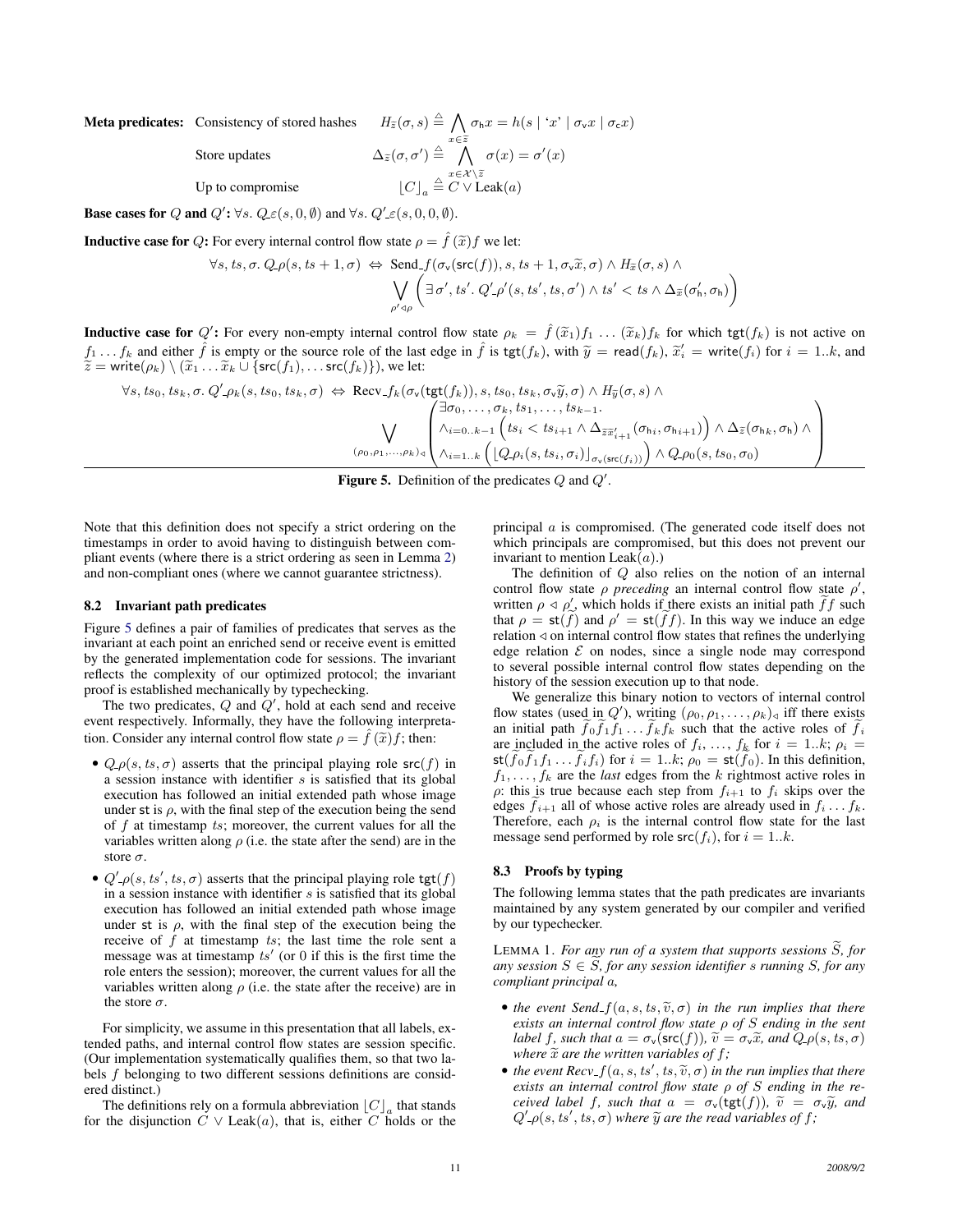**Meta predicates:** Consistency of stored hashes $\quad H_{\widetilde{z}}(\sigma, s) \triangleq \bigwedge_{x \in \widetilde{z}} \sigma_{\mathsf{h}} x = h(s \mid \text{`}x\text{'} \mid \sigma_{\mathsf{v}} x \mid \sigma_{\mathsf{c}} x)$

Store updates $\quad \Delta_{\widetilde{z}}(\sigma, \sigma') \triangleq \bigwedge_{x \in \mathcal{X} \setminus \widetilde{z}} \sigma(x) = \sigma'(x)$

Up to compromise $\quad \lfloor C \rfloor_a \triangleq C \vee \text{Leak}(a)$

**Base cases for $Q$ and $Q'$:** $\forall s.\ Q\_\varepsilon(s, 0, \emptyset)$ and $\forall s.\ Q'\_\varepsilon(s, 0, 0, \emptyset)$.

**Inductive case for $Q$:** For every internal control flow state $\rho = \hat{f}\,(\widetilde{x}) f$ we let:

$$\forall s, ts, \sigma.\ Q\_\rho(s, ts+1, \sigma) \Leftrightarrow \text{Send\_}f(\sigma_{\mathsf{v}}(\mathsf{src}(f)), s, ts+1, \sigma_{\mathsf{v}}\widetilde{x}, \sigma) \wedge H_{\widetilde{x}}(\sigma, s) \wedge \bigvee_{\rho' \lhd \rho} \left( \exists\, \sigma', ts'.\ Q'\_\rho'(s, ts', ts, \sigma') \wedge ts' < ts \wedge \Delta_{\widetilde{x}}(\sigma'_{\mathsf{h}}, \sigma_{\mathsf{h}}) \right)$$

**Inductive case for $Q'$:** For every non-empty internal control flow state $\rho_k = \hat{f}\,(\widetilde{x}_1) f_1 \ldots (\widetilde{x}_k) f_k$ for which $\mathsf{tgt}(f_k)$ is not active on $f_1 \ldots f_k$ and either $\hat{f}$ is empty or the source role of the last edge in $\hat{f}$ is $\mathsf{tgt}(f_k)$, with $\widetilde{y} = \mathsf{read}(f_k)$, $\widetilde{x}'_i = \mathsf{write}(f_i)$ for $i = 1..k$, and $\widetilde{z} = \mathsf{write}(\rho_k) \setminus (\widetilde{x}_1 \ldots \widetilde{x}_k \cup \{\mathsf{src}(f_1), \ldots \mathsf{src}(f_k)\})$, we let:

$$\forall s, ts_0, ts_k, \sigma.\ Q'\_\rho_k(s, ts_0, ts_k, \sigma) \Leftrightarrow \text{Recv\_}f_k(\sigma_{\mathsf{v}}(\mathsf{tgt}(f_k)), s, ts_0, ts_k, \sigma_{\mathsf{v}}\widetilde{y}, \sigma) \wedge H_{\widetilde{y}}(\sigma, s) \wedge \bigvee_{(\rho_0, \rho_1, \ldots, \rho_k)_\lhd} \begin{pmatrix} \exists \sigma_0, \ldots, \sigma_k, ts_1, \ldots, ts_{k-1}. \\ \wedge_{i=0..k-1} \left( ts_i < ts_{i+1} \wedge \Delta_{\widetilde{z}\widetilde{x}'_{i+1}}(\sigma_{\mathsf{h}i}, \sigma_{\mathsf{h}i+1}) \right) \wedge \Delta_{\widetilde{z}}(\sigma_{\mathsf{h}k}, \sigma_{\mathsf{h}}) \wedge \\ \wedge_{i=1..k} \left( \lfloor Q\_\rho_i(s, ts_i, \sigma_i) \rfloor_{\sigma_{\mathsf{v}}(\mathsf{src}(f_i))} \right) \wedge Q\_\rho_0(s, ts_0, \sigma_0) \end{pmatrix}$$

**Figure 5.** Definition of the predicates $Q$ and $Q'$.

Note that this definition does not specify a strict ordering on the timestamps in order to avoid having to distinguish between compliant events (where there is a strict ordering as seen in Lemma 2) and non-compliant ones (where we cannot guarantee strictness).

### 8.2 Invariant path predicates

Figure 5 defines a pair of families of predicates that serves as the invariant at each point an enriched send or receive event is emitted by the generated implementation code for sessions. The invariant reflects the complexity of our optimized protocol; the invariant proof is established mechanically by typechecking.

The two predicates, $Q$ and $Q'$, hold at each send and receive event respectively. Informally, they have the following interpretation. Consider any internal control flow state $\rho = \hat{f}\,(\widetilde{x}) f$; then:

- $Q\_\rho(s, ts, \sigma)$ asserts that the principal playing role $\mathsf{src}(f)$ in a session instance with identifier $s$ is satisfied that its global execution has followed an initial extended path whose image under $\mathsf{st}$ is $\rho$, with the final step of the execution being the send of $f$ at timestamp $ts$; moreover, the current values for all the variables written along $\rho$ (i.e. the state after the send) are in the store $\sigma$.
- $Q'\_\rho(s, ts', ts, \sigma)$ asserts that the principal playing role $\mathsf{tgt}(f)$ in a session instance with identifier $s$ is satisfied that its global execution has followed an initial extended path whose image under $\mathsf{st}$ is $\rho$, with the final step of the execution being the receive of $f$ at timestamp $ts$; the last time the role sent a message was at timestamp $ts'$ (or 0 if this is the first time the role enters the session); moreover, the current values for all the variables written along $\rho$ (i.e. the state after the receive) are in the store $\sigma$.

For simplicity, we assume in this presentation that all labels, extended paths, and internal control flow states are session specific. (Our implementation systematically qualifies them, so that two labels $f$ belonging to two different sessions definitions are considered distinct.)

The definitions rely on a formula abbreviation $\lfloor C \rfloor_a$ that stands for the disjunction $C \vee \text{Leak}(a)$, that is, either $C$ holds or the principal $a$ is compromised. (The generated code itself does not which principals are compromised, but this does not prevent our invariant to mention $\text{Leak}(a)$.)

The definition of $Q$ also relies on the notion of an internal control flow state $\rho$ *preceding* an internal control flow state $\rho'$, written $\rho \lhd \rho'$, which holds if there exists an initial path $\widetilde{f} f$ such that $\rho = \mathsf{st}(\widetilde{f})$ and $\rho' = \mathsf{st}(\widetilde{f} f)$. In this way we induce an edge relation $\lhd$ on internal control flow states that refines the underlying edge relation $\mathcal{E}$ on nodes, since a single node may correspond to several possible internal control flow states depending on the history of the session execution up to that node.

We generalize this binary notion to vectors of internal control flow states (used in $Q'$), writing $(\rho_0, \rho_1, \ldots, \rho_k)_\lhd$ iff there exists an initial path $\widetilde{f}_0 \widetilde{f}_1 f_1 \ldots \widetilde{f}_k f_k$ such that the active roles of $\widetilde{f}_i$ are included in the active roles of $f_i, \ldots, f_k$ for $i = 1..k$; $\rho_i = \mathsf{st}(\widetilde{f}_0 \widetilde{f}_1 f_1 \ldots \widetilde{f}_i f_i)$ for $i = 1..k$; $\rho_0 = \mathsf{st}(\widetilde{f}_0)$. In this definition, $f_1, \ldots, f_k$ are the *last* edges from the $k$ rightmost active roles in $\rho$: this is true because each step from $f_{i+1}$ to $f_i$ skips over the edges $\widetilde{f}_{i+1}$ all of whose active roles are already used in $f_i \ldots f_k$. Therefore, each $\rho_i$ is the internal control flow state for the last message send performed by role $\mathsf{src}(f_i)$, for $i = 1..k$.

### 8.3 Proofs by typing

The following lemma states that the path predicates are invariants maintained by any system generated by our compiler and verified by our typechecker.

LEMMA 1. *For any run of a system that supports sessions $\widetilde{S}$, for any session $S \in \widetilde{S}$, for any session identifier $s$ running $S$, for any compliant principal $a$,*

- *the event $\text{Send\_}f(a, s, ts, \widetilde{v}, \sigma)$ in the run implies that there exists an internal control flow state $\rho$ of $S$ ending in the sent label $f$, such that $a = \sigma_{\mathsf{v}}(\mathsf{src}(f))$, $\widetilde{v} = \sigma_{\mathsf{v}}\widetilde{x}$, and $Q\_\rho(s, ts, \sigma)$ where $\widetilde{x}$ are the written variables of $f$;*
- *the event $\text{Recv\_}f(a, s, ts', ts, \widetilde{v}, \sigma)$ in the run implies that there exists an internal control flow state $\rho$ of $S$ ending in the received label $f$, such that $a = \sigma_{\mathsf{v}}(\mathsf{tgt}(f))$, $\widetilde{v} = \sigma_{\mathsf{v}}\widetilde{y}$, and $Q'\_\rho(s, ts', ts, \sigma)$ where $\widetilde{y}$ are the read variables of $f$;*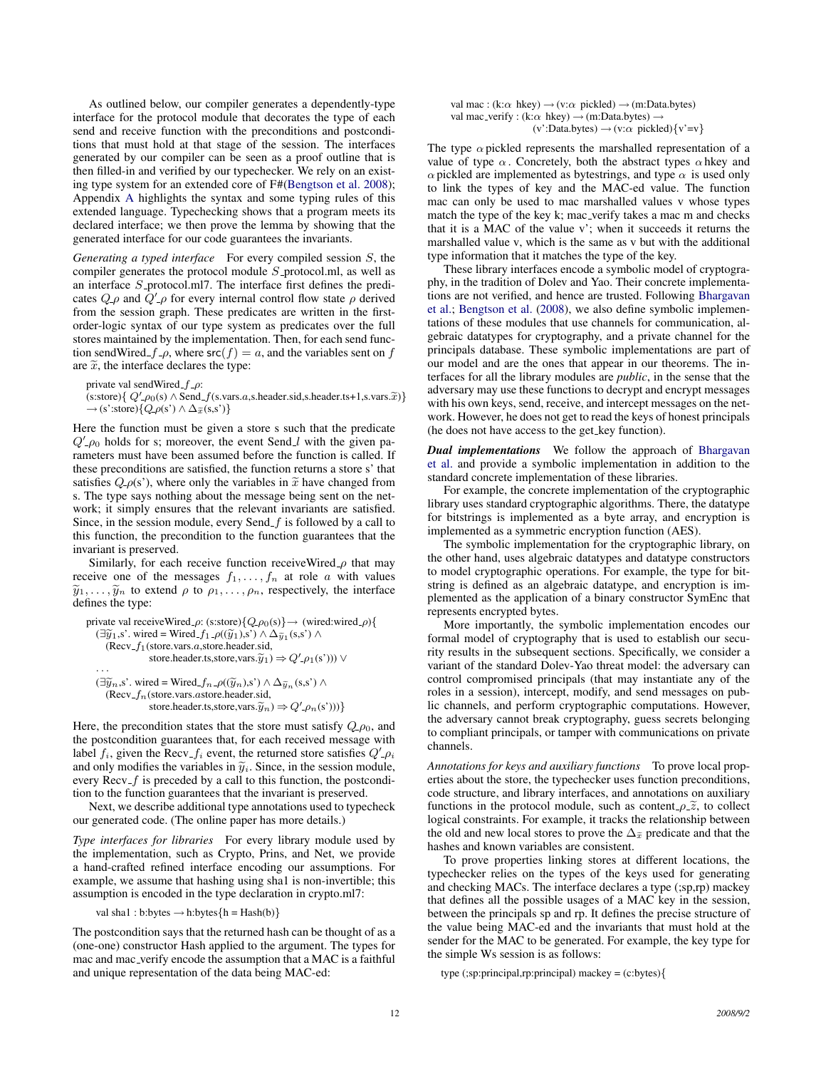As outlined below, our compiler generates a dependently-type interface for the protocol module that decorates the type of each send and receive function with the preconditions and postconditions that must hold at that stage of the session. The interfaces generated by our compiler can be seen as a proof outline that is then filled-in and verified by our typechecker. We rely on an existing type system for an extended core of F#(Bengtson et al. 2008); Appendix A highlights the syntax and some typing rules of this extended language. Typechecking shows that a program meets its declared interface; we then prove the lemma by showing that the generated interface for our code guarantees the invariants.

*Generating a typed interface* For every compiled session $S$, the compiler generates the protocol module $S$_protocol.ml, as well as an interface $S$_protocol.ml7. The interface first defines the predicates $Q\_\rho$ and $Q'\_\rho$ for every internal control flow state $\rho$ derived from the session graph. These predicates are written in the first-order-logic syntax of our type system as predicates over the full stores maintained by the implementation. Then, for each send function sendWired_$f$_$\rho$, where $\mathsf{src}(f) = a$, and the variables sent on $f$ are $\widetilde{x}$, the interface declares the type:

```
private val sendWired_f_ρ:
(s:store){ Q'_ρ0(s) ∧ Send_f(s.vars.a,s.header.sid,s.header.ts+1,s.vars.x̃)}
→ (s':store){Q_ρ(s') ∧ Δ_x̃(s,s')}
```

Here the function must be given a store s such that the predicate $Q'\_\rho_0$ holds for s; moreover, the event Send_$l$ with the given parameters must have been assumed before the function is called. If these preconditions are satisfied, the function returns a store s' that satisfies $Q\_\rho$(s'), where only the variables in $\widetilde{x}$ have changed from s. The type says nothing about the message being sent on the network; it simply ensures that the relevant invariants are satisfied. Since, in the session module, every Send_$f$ is followed by a call to this function, the precondition to the function guarantees that the invariant is preserved.

Similarly, for each receive function receiveWired_$\rho$ that may receive one of the messages $f_1, \ldots, f_n$ at role $a$ with values $\widetilde{y}_1, \ldots, \widetilde{y}_n$ to extend $\rho$ to $\rho_1, \ldots, \rho_n$, respectively, the interface defines the type:

```
private val receiveWired_ρ: (s:store){Q_ρ0(s)}→ (wired:wired_ρ){
  (∃ỹ1,s'. wired = Wired_f1_ρ((ỹ1),s') ∧ Δ_ỹ1(s,s') ∧
    (Recv_f1(store.vars.a,store.header.sid,
              store.header.ts,store,vars.ỹ1) ⇒ Q'_ρ1(s'))) ∨
  ...
  (∃ỹn,s'. wired = Wired_fn_ρ((ỹn),s') ∧ Δ_ỹn(s,s') ∧
    (Recv_fn(store.vars.astore.header.sid,
              store.header.ts,store,vars.ỹn) ⇒ Q'_ρn(s')))}
```

Here, the precondition states that the store must satisfy $Q\_\rho_0$, and the postcondition guarantees that, for each received message with label $f_i$, given the Recv_$f_i$ event, the returned store satisfies $Q'\_\rho_i$ and only modifies the variables in $\widetilde{y}_i$. Since, in the session module, every Recv_$f$ is preceded by a call to this function, the postcondition to the function guarantees that the invariant is preserved.

Next, we describe additional type annotations used to typecheck our generated code. (The online paper has more details.)

*Type interfaces for libraries* For every library module used by the implementation, such as Crypto, Prins, and Net, we provide a hand-crafted refined interface encoding our assumptions. For example, we assume that hashing using sha1 is non-invertible; this assumption is encoded in the type declaration in crypto.ml7:

```
val sha1 : b:bytes → h:bytes{h = Hash(b)}
```

The postcondition says that the returned hash can be thought of as a (one-one) constructor Hash applied to the argument. The types for mac and mac_verify encode the assumption that a MAC is a faithful and unique representation of the data being MAC-ed:

```
val mac : (k:α hkey) → (v:α pickled) → (m:Data.bytes)
val mac_verify : (k:α hkey) → (m:Data.bytes) →
                 (v':Data.bytes) → (v:α pickled){v'=v}
```

The type $\alpha$ pickled represents the marshalled representation of a value of type $\alpha$. Concretely, both the abstract types $\alpha$ hkey and $\alpha$ pickled are implemented as bytestrings, and type $\alpha$ is used only to link the types of key and the MAC-ed value. The function mac can only be used to mac marshalled values v whose types match the type of the key k; mac_verify takes a mac m and checks that it is a MAC of the value v'; when it succeeds it returns the marshalled value v, which is the same as v but with the additional type information that it matches the type of the key.

These library interfaces encode a symbolic model of cryptography, in the tradition of Dolev and Yao. Their concrete implementations are not verified, and hence are trusted. Following Bhargavan et al.; Bengtson et al. (2008), we also define symbolic implementations of these modules that use channels for communication, algebraic datatypes for cryptography, and a private channel for the principals database. These symbolic implementations are part of our model and are the ones that appear in our theorems. The interfaces for all the library modules are *public*, in the sense that the adversary may use these functions to decrypt and encrypt messages with his own keys, send, receive, and intercept messages on the network. However, he does not get to read the keys of honest principals (he does not have access to the get_key function).

***Dual implementations*** We follow the approach of Bhargavan et al. and provide a symbolic implementation in addition to the standard concrete implementation of these libraries.

For example, the concrete implementation of the cryptographic library uses standard cryptographic algorithms. There, the datatype for bitstrings is implemented as a byte array, and encryption is implemented as a symmetric encryption function (AES).

The symbolic implementation for the cryptographic library, on the other hand, uses algebraic datatypes and datatype constructors to model cryptographic operations. For example, the type for bitstring is defined as an algebraic datatype, and encryption is implemented as the application of a binary constructor SymEnc that represents encrypted bytes.

More importantly, the symbolic implementation encodes our formal model of cryptography that is used to establish our security results in the subsequent sections. Specifically, we consider a variant of the standard Dolev-Yao threat model: the adversary can control compromised principals (that may instantiate any of the roles in a session), intercept, modify, and send messages on public channels, and perform cryptographic computations. However, the adversary cannot break cryptography, guess secrets belonging to compliant principals, or tamper with communications on private channels.

*Annotations for keys and auxiliary functions* To prove local properties about the store, the typechecker uses function preconditions, code structure, and library interfaces, and annotations on auxiliary functions in the protocol module, such as content_$\rho$_$\widetilde{z}$, to collect logical constraints. For example, it tracks the relationship between the old and new local stores to prove the $\Delta_{\widetilde{x}}$ predicate and that the hashes and known variables are consistent.

To prove properties linking stores at different locations, the typechecker relies on the types of the keys used for generating and checking MACs. The interface declares a type (;sp,rp) mackey that defines all the possible usages of a MAC key in the session, between the principals sp and rp. It defines the precise structure of the value being MAC-ed and the invariants that must hold at the sender for the MAC to be generated. For example, the key type for the simple Ws session is as follows:

```
type (;sp:principal,rp:principal) mackey = (c:bytes){
```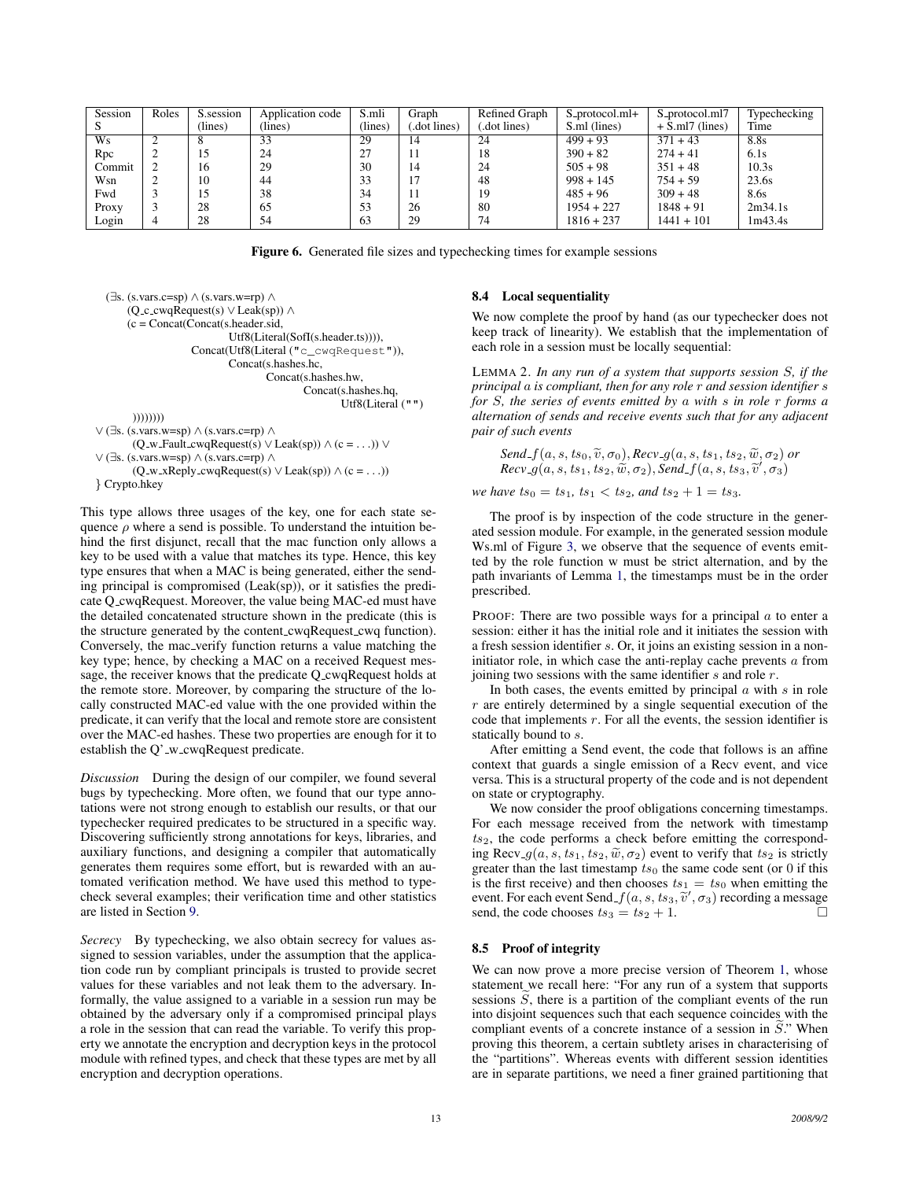| Session S | Roles | S.session (lines) | Application code (lines) | S.mli (lines) | Graph (.dot lines) | Refined Graph (.dot lines) | S_protocol.ml+ S.ml (lines) | S_protocol.ml7 + S.ml7 (lines) | Typechecking Time |
|---|---|---|---|---|---|---|---|---|---|
| Ws | 2 | 8 | 33 | 29 | 14 | 24 | 499 + 93 | 371 + 43 | 8.8s |
| Rpc | 2 | 15 | 24 | 27 | 11 | 18 | 390 + 82 | 274 + 41 | 6.1s |
| Commit | 2 | 16 | 29 | 30 | 14 | 24 | 505 + 98 | 351 + 48 | 10.3s |
| Wsn | 2 | 10 | 44 | 33 | 17 | 48 | 998 + 145 | 754 + 59 | 23.6s |
| Fwd | 3 | 15 | 38 | 34 | 11 | 19 | 485 + 96 | 309 + 48 | 8.6s |
| Proxy | 3 | 28 | 65 | 53 | 26 | 80 | 1954 + 227 | 1848 + 91 | 2m34.1s |
| Login | 4 | 28 | 54 | 63 | 29 | 74 | 1816 + 237 | 1441 + 101 | 1m43.4s |

**Figure 6.** Generated file sizes and typechecking times for example sessions

```
  (∃s. (s.vars.c=sp) ∧ (s.vars.w=rp) ∧
      (Q_c_cwqRequest(s) ∨ Leak(sp)) ∧
      (c = Concat(Concat(s.header.sid,
                        Utf8(Literal(SofI(s.header.ts)))),
                 Concat(Utf8(Literal ("c_cwqRequest")),
                        Concat(s.hashes.hc,
                               Concat(s.hashes.hw,
                                      Concat(s.hashes.hq,
                                             Utf8(Literal (""))
      ))))))))
∨ (∃s. (s.vars.w=sp) ∧ (s.vars.c=rp) ∧
      (Q_w_Fault_cwqRequest(s) ∨ Leak(sp)) ∧ (c = ...)) ∨
∨ (∃s. (s.vars.w=sp) ∧ (s.vars.c=rp) ∧
      (Q_w_xReply_cwqRequest(s) ∨ Leak(sp)) ∧ (c = ...))
} Crypto.hkey
```

This type allows three usages of the key, one for each state sequence $\rho$ where a send is possible. To understand the intuition behind the first disjunct, recall that the mac function only allows a key to be used with a value that matches its type. Hence, this key type ensures that when a MAC is being generated, either the sending principal is compromised (Leak(sp)), or it satisfies the predicate Q_cwqRequest. Moreover, the value being MAC-ed must have the detailed concatenated structure shown in the predicate (this is the structure generated by the content_cwqRequest_cwq function). Conversely, the mac_verify function returns a value matching the key type; hence, by checking a MAC on a received Request message, the receiver knows that the predicate Q_cwqRequest holds at the remote store. Moreover, by comparing the structure of the locally constructed MAC-ed value with the one provided within the predicate, it can verify that the local and remote store are consistent over the MAC-ed hashes. These two properties are enough for it to establish the Q'_w_cwqRequest predicate.

*Discussion* During the design of our compiler, we found several bugs by typechecking. More often, we found that our type annotations were not strong enough to establish our results, or that our typechecker required predicates to be structured in a specific way. Discovering sufficiently strong annotations for keys, libraries, and auxiliary functions, and designing a compiler that automatically generates them requires some effort, but is rewarded with an automated verification method. We have used this method to typecheck several examples; their verification time and other statistics are listed in Section 9.

*Secrecy* By typechecking, we also obtain secrecy for values assigned to session variables, under the assumption that the application code run by compliant principals is trusted to provide secret values for these variables and not leak them to the adversary. Informally, the value assigned to a variable in a session run may be obtained by the adversary only if a compromised principal plays a role in the session that can read the variable. To verify this property we annotate the encryption and decryption keys in the protocol module with refined types, and check that these types are met by all encryption and decryption operations.

### 8.4 Local sequentiality

We now complete the proof by hand (as our typechecker does not keep track of linearity). We establish that the implementation of each role in a session must be locally sequential:

LEMMA 2. *In any run of a system that supports session $S$, if the principal $a$ is compliant, then for any role $r$ and session identifier $s$ for $S$, the series of events emitted by $a$ with $s$ in role $r$ forms a alternation of sends and receive events such that for any adjacent pair of such events*

$$Send\_f(a, s, ts_0, \widetilde{v}, \sigma_0), Recv\_g(a, s, ts_1, ts_2, \widetilde{w}, \sigma_2) \text{ or}$$
$$Recv\_g(a, s, ts_1, ts_2, \widetilde{w}, \sigma_2), Send\_f(a, s, ts_3, \widetilde{v}', \sigma_3)$$

*we have $ts_0 = ts_1$, $ts_1 < ts_2$, and $ts_2 + 1 = ts_3$.*

The proof is by inspection of the code structure in the generated session module. For example, in the generated session module Ws.ml of Figure 3, we observe that the sequence of events emitted by the role function w must be strict alternation, and by the path invariants of Lemma 1, the timestamps must be in the order prescribed.

PROOF: There are two possible ways for a principal $a$ to enter a session: either it has the initial role and it initiates the session with a fresh session identifier $s$. Or, it joins an existing session in a non-initiator role, in which case the anti-replay cache prevents $a$ from joining two sessions with the same identifier $s$ and role $r$.

In both cases, the events emitted by principal $a$ with $s$ in role $r$ are entirely determined by a single sequential execution of the code that implements $r$. For all the events, the session identifier is statically bound to $s$.

After emitting a Send event, the code that follows is an affine context that guards a single emission of a Recv event, and vice versa. This is a structural property of the code and is not dependent on state or cryptography.

We now consider the proof obligations concerning timestamps. For each message received from the network with timestamp $ts_2$, the code performs a check before emitting the corresponding $Recv\_g(a, s, ts_1, ts_2, \widetilde{w}, \sigma_2)$ event to verify that $ts_2$ is strictly greater than the last timestamp $ts_0$ the same code sent (or 0 if this is the first receive) and then chooses $ts_1 = ts_0$ when emitting the event. For each event $Send\_f(a, s, ts_3, \widetilde{v}', \sigma_3)$ recording a message send, the code chooses $ts_3 = ts_2 + 1$. □

### 8.5 Proof of integrity

We can now prove a more precise version of Theorem 1, whose statement we recall here: "For any run of a system that supports sessions $\widetilde{S}$, there is a partition of the compliant events of the run into disjoint sequences such that each sequence coincides with the compliant events of a concrete instance of a session in $\widetilde{S}$." When proving this theorem, a certain subtlety arises in characterising of the "partitions". Whereas events with different session identities are in separate partitions, we need a finer grained partitioning that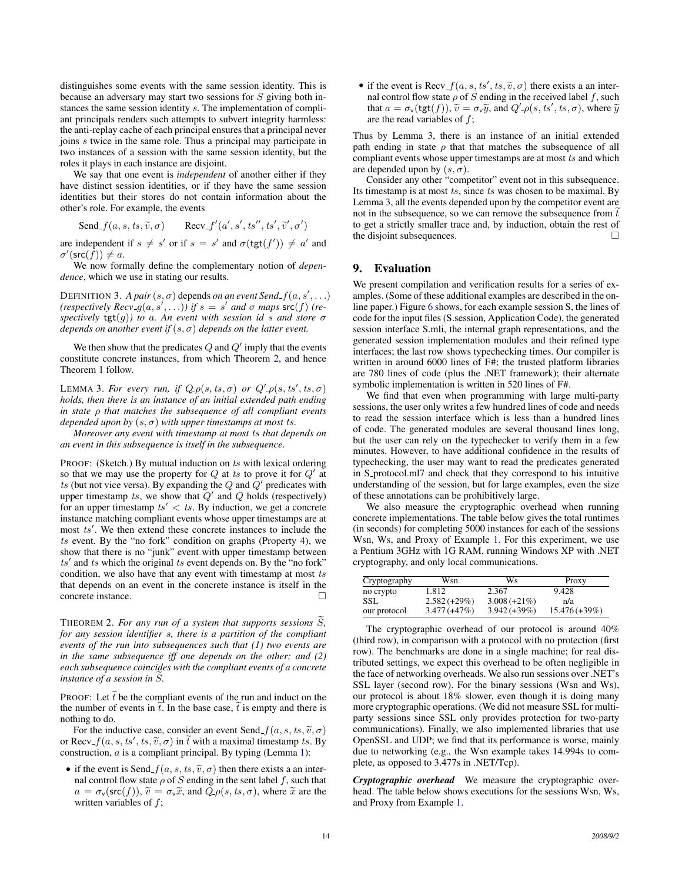distinguishes some events with the same session identity. This is because an adversary may start two sessions for $S$ giving both instances the same session identity $s$. The implementation of compliant principals renders such attempts to subvert integrity harmless: the anti-replay cache of each principal ensures that a principal never joins $s$ twice in the same role. Thus a principal may participate in two instances of a session with the same session identity, but the roles it plays in each instance are disjoint.

We say that one event is *independent* of another either if they have distinct session identities, or if they have the same session identities but their stores do not contain information about the other's role. For example, the events

$$\text{Send\_}f(a, s, ts, \widetilde{v}, \sigma) \qquad \text{Recv\_}f'(a', s', ts'', ts', \widetilde{v}', \sigma')$$

are independent if $s \neq s'$ or if $s = s'$ and $\sigma(\mathsf{tgt}(f')) \neq a'$ and $\sigma'(\mathsf{src}(f)) \neq a$.

We now formally define the complementary notion of *dependence*, which we use in stating our results.

DEFINITION 3. *A pair $(s, \sigma)$ depends on an event Send_$f(a, s', \ldots)$ (respectively Recv_$g(a, s', \ldots)$) if $s = s'$ and $\sigma$ maps $\mathsf{src}(f)$ (respectively $\mathsf{tgt}(g)$) to $a$. An event with session id $s$ and store $\sigma$ depends on another event if $(s, \sigma)$ depends on the latter event.*

We then show that the predicates $Q$ and $Q'$ imply that the events constitute concrete instances, from which Theorem 2, and hence Theorem 1 follow.

LEMMA 3. *For every run, if $Q\_\rho(s, ts, \sigma)$ or $Q'\_\rho(s, ts', ts, \sigma)$ holds, then there is an instance of an initial extended path ending in state $\rho$ that matches the subsequence of all compliant events depended upon by $(s, \sigma)$ with upper timestamps at most $ts$.*

*Moreover any event with timestamp at most $ts$ that depends on an event in this subsequence is itself in the subsequence.*

PROOF: (Sketch.) By mutual induction on $ts$ with lexical ordering so that we may use the property for $Q$ at $ts$ to prove it for $Q'$ at $ts$ (but not vice versa). By expanding the $Q$ and $Q'$ predicates with upper timestamp $ts$, we show that $Q'$ and $Q$ holds (respectively) for an upper timestamp $ts' < ts$. By induction, we get a concrete instance matching compliant events whose upper timestamps are at most $ts'$. We then extend these concrete instances to include the $ts$ event. By the "no fork" condition on graphs (Property 4), we show that there is no "junk" event with upper timestamp between $ts'$ and $ts$ which the original $ts$ event depends on. By the "no fork" condition, we also have that any event with timestamp at most $ts$ that depends on an event in the concrete instance is itself in the concrete instance. □

THEOREM 2. *For any run of a system that supports sessions $\widetilde{S}$, for any session identifier $s$, there is a partition of the compliant events of the run into subsequences such that (1) two events are in the same subsequence iff one depends on the other; and (2) each subsequence coincides with the compliant events of a concrete instance of a session in $\widetilde{S}$.*

PROOF: Let $\widetilde{t}$ be the compliant events of the run and induct on the number of events in $\widetilde{t}$. In the base case, $\widetilde{t}$ is empty and there is nothing to do.

For the inductive case, consider an event Send_$f(a, s, ts, \widetilde{v}, \sigma)$ or Recv_$f(a, s, ts', ts, \widetilde{v}, \sigma)$ in $\widetilde{t}$ with a maximal timestamp $ts$. By construction, $a$ is a compliant principal. By typing (Lemma 1):

- if the event is Send_$f(a, s, ts, \widetilde{v}, \sigma)$ then there exists a an internal control flow state $\rho$ of $S$ ending in the sent label $f$, such that $a = \sigma_{\mathsf{v}}(\mathsf{src}(f))$, $\widetilde{v} = \sigma_{\mathsf{v}}\widetilde{x}$, and $Q\_\rho(s, ts, \sigma)$, where $\widetilde{x}$ are the written variables of $f$;
- if the event is Recv_$f(a, s, ts', ts, \widetilde{v}, \sigma)$ there exists a an internal control flow state $\rho$ of $S$ ending in the received label $f$, such that $a = \sigma_{\mathsf{v}}(\mathsf{tgt}(f))$, $\widetilde{v} = \sigma_{\mathsf{v}}\widetilde{y}$, and $Q'\_\rho(s, ts', ts, \sigma)$, where $\widetilde{y}$ are the read variables of $f$;

Thus by Lemma 3, there is an instance of an initial extended path ending in state $\rho$ that that matches the subsequence of all compliant events whose upper timestamps are at most $ts$ and which are depended upon by $(s, \sigma)$.

Consider any other "competitor" event not in this subsequence. Its timestamp is at most $ts$, since $ts$ was chosen to be maximal. By Lemma 3, all the events depended upon by the competitor event are not in the subsequence, so we can remove the subsequence from $\widetilde{t}$ to get a strictly smaller trace and, by induction, obtain the rest of the disjoint subsequences. □

## 9. Evaluation

We present compilation and verification results for a series of examples. (Some of these additional examples are described in the online paper.) Figure 6 shows, for each example session S, the lines of code for the input files (S.session, Application Code), the generated session interface S.mli, the internal graph representations, and the generated session implementation modules and their refined type interfaces; the last row shows typechecking times. Our compiler is written in around 6000 lines of F#; the trusted platform libraries are 780 lines of code (plus the .NET framework); their alternate symbolic implementation is written in 520 lines of F#.

We find that even when programming with large multi-party sessions, the user only writes a few hundred lines of code and needs to read the session interface which is less than a hundred lines of code. The generated modules are several thousand lines long, but the user can rely on the typechecker to verify them in a few minutes. However, to have additional confidence in the results of typechecking, the user may want to read the predicates generated in S_protocol.ml7 and check that they correspond to his intuitive understanding of the session, but for large examples, even the size of these annotations can be prohibitively large.

We also measure the cryptographic overhead when running concrete implementations. The table below gives the total runtimes (in seconds) for completing 5000 instances for each of the sessions Wsn, Ws, and Proxy of Example 1. For this experiment, we use a Pentium 3GHz with 1G RAM, running Windows XP with .NET cryptography, and only local communications.

| Cryptography | Wsn | Ws | Proxy |
|---|---|---|---|
| no crypto | 1.812 | 2.367 | 9.428 |
| SSL | 2.582 (+29%) | 3.008 (+21%) | n/a |
| our protocol | 3.477 (+47%) | 3.942 (+39%) | 15.476 (+39%) |

The cryptographic overhead of our protocol is around 40% (third row), in comparison with a protocol with no protection (first row). The benchmarks are done in a single machine; for real distributed settings, we expect this overhead to be often negligible in the face of networking overheads. We also run sessions over .NET's SSL layer (second row). For the binary sessions (Wsn and Ws), our protocol is about 18% slower, even though it is doing many more cryptographic operations. (We did not measure SSL for multi-party sessions since SSL only provides protection for two-party communications). Finally, we also implemented libraries that use OpenSSL and UDP; we find that its performance is worse, mainly due to networking (e.g., the Wsn example takes 14.994s to complete, as opposed to 3.477s in .NET/Tcp).

***Cryptographic overhead*** We measure the cryptographic overhead. The table below shows executions for the sessions Wsn, Ws, and Proxy from Example 1.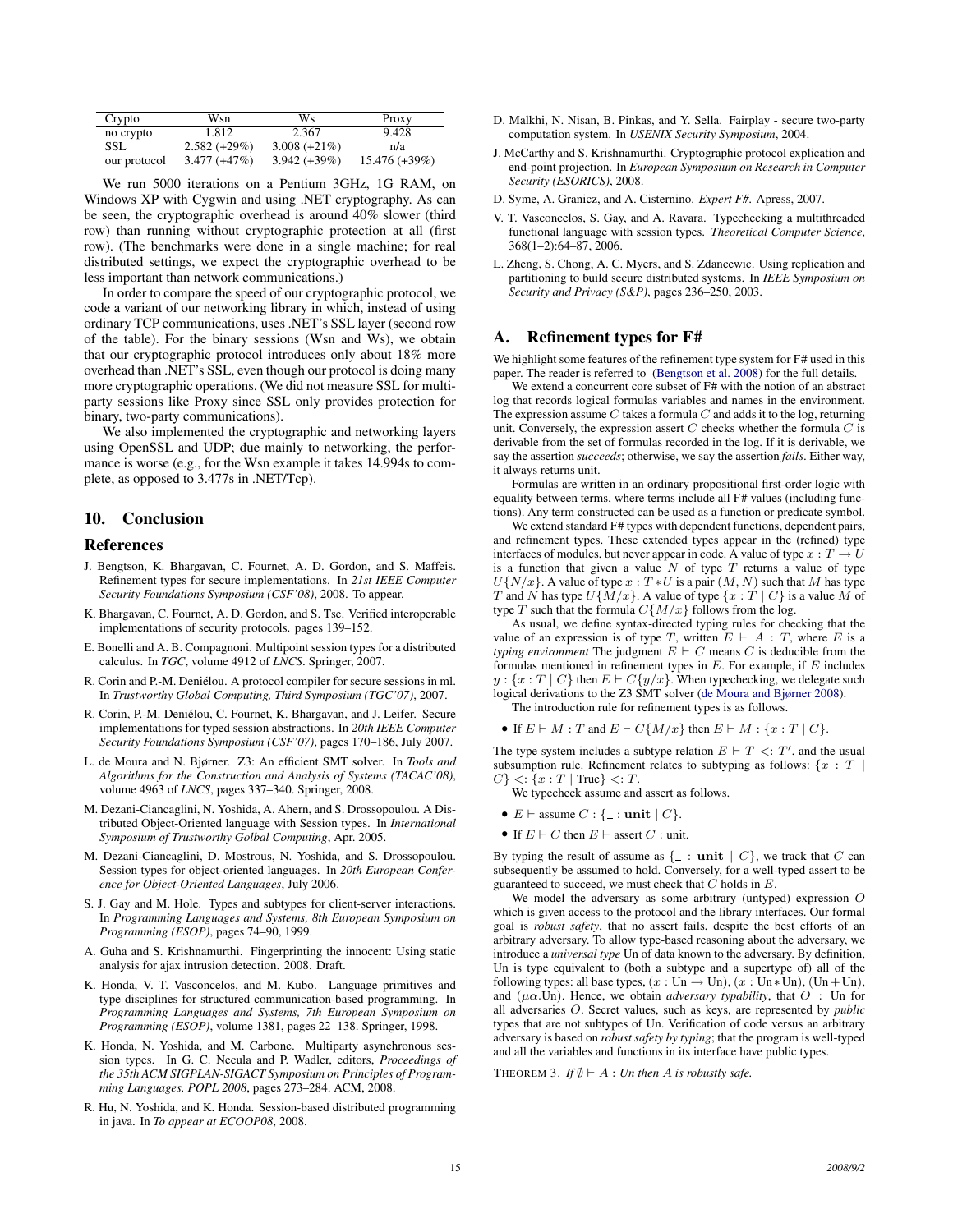| Crypto | Wsn | Ws | Proxy |
|---|---|---|---|
| no crypto | 1.812 | 2.367 | 9.428 |
| SSL | 2.582 (+29%) | 3.008 (+21%) | n/a |
| our protocol | 3.477 (+47%) | 3.942 (+39%) | 15.476 (+39%) |

We run 5000 iterations on a Pentium 3GHz, 1G RAM, on Windows XP with Cygwin and using .NET cryptography. As can be seen, the cryptographic overhead is around 40% slower (third row) than running without cryptographic protection at all (first row). (The benchmarks were done in a single machine; for real distributed settings, we expect the cryptographic overhead to be less important than network communications.)

In order to compare the speed of our cryptographic protocol, we code a variant of our networking library in which, instead of using ordinary TCP communications, uses .NET's SSL layer (second row of the table). For the binary sessions (Wsn and Ws), we obtain that our cryptographic protocol introduces only about 18% more overhead than .NET's SSL, even though our protocol is doing many more cryptographic operations. (We did not measure SSL for multi-party sessions like Proxy since SSL only provides protection for binary, two-party communications).

We also implemented the cryptographic and networking layers using OpenSSL and UDP; due mainly to networking, the performance is worse (e.g., for the Wsn example it takes 14.994s to complete, as opposed to 3.477s in .NET/Tcp).

## 10. Conclusion

## References

J. Bengtson, K. Bhargavan, C. Fournet, A. D. Gordon, and S. Maffeis. Refinement types for secure implementations. In *21st IEEE Computer Security Foundations Symposium (CSF'08)*, 2008. To appear.

K. Bhargavan, C. Fournet, A. D. Gordon, and S. Tse. Verified interoperable implementations of security protocols. pages 139–152.

E. Bonelli and A. B. Compagnoni. Multipoint session types for a distributed calculus. In *TGC*, volume 4912 of *LNCS*. Springer, 2007.

R. Corin and P.-M. Deniélou. A protocol compiler for secure sessions in ml. In *Trustworthy Global Computing, Third Symposium (TGC'07)*, 2007.

R. Corin, P.-M. Deniélou, C. Fournet, K. Bhargavan, and J. Leifer. Secure implementations for typed session abstractions. In *20th IEEE Computer Security Foundations Symposium (CSF'07)*, pages 170–186, July 2007.

L. de Moura and N. Bjørner. Z3: An efficient SMT solver. In *Tools and Algorithms for the Construction and Analysis of Systems (TACAC'08)*, volume 4963 of *LNCS*, pages 337–340. Springer, 2008.

M. Dezani-Ciancaglini, N. Yoshida, A. Ahern, and S. Drossopoulou. A Distributed Object-Oriented language with Session types. In *International Symposium of Trustworthy Golbal Computing*, Apr. 2005.

M. Dezani-Ciancaglini, D. Mostrous, N. Yoshida, and S. Drossopoulou. Session types for object-oriented languages. In *20th European Conference for Object-Oriented Languages*, July 2006.

S. J. Gay and M. Hole. Types and subtypes for client-server interactions. In *Programming Languages and Systems, 8th European Symposium on Programming (ESOP)*, pages 74–90, 1999.

A. Guha and S. Krishnamurthi. Fingerprinting the innocent: Using static analysis for ajax intrusion detection. 2008. Draft.

K. Honda, V. T. Vasconcelos, and M. Kubo. Language primitives and type disciplines for structured communication-based programming. In *Programming Languages and Systems, 7th European Symposium on Programming (ESOP)*, volume 1381, pages 22–138. Springer, 1998.

K. Honda, N. Yoshida, and M. Carbone. Multiparty asynchronous session types. In G. C. Necula and P. Wadler, editors, *Proceedings of the 35th ACM SIGPLAN-SIGACT Symposium on Principles of Programming Languages, POPL 2008*, pages 273–284. ACM, 2008.

R. Hu, N. Yoshida, and K. Honda. Session-based distributed programming in java. In *To appear at ECOOP08*, 2008.

D. Malkhi, N. Nisan, B. Pinkas, and Y. Sella. Fairplay - secure two-party computation system. In *USENIX Security Symposium*, 2004.

J. McCarthy and S. Krishnamurthi. Cryptographic protocol explication and end-point projection. In *European Symposium on Research in Computer Security (ESORICS)*, 2008.

D. Syme, A. Granicz, and A. Cisternino. *Expert F#*. Apress, 2007.

V. T. Vasconcelos, S. Gay, and A. Ravara. Typechecking a multithreaded functional language with session types. *Theoretical Computer Science*, 368(1–2):64–87, 2006.

L. Zheng, S. Chong, A. C. Myers, and S. Zdancewic. Using replication and partitioning to build secure distributed systems. In *IEEE Symposium on Security and Privacy (S&P)*, pages 236–250, 2003.

## A. Refinement types for F#

We highlight some features of the refinement type system for F# used in this paper. The reader is referred to (Bengtson et al. 2008) for the full details.

We extend a concurrent core subset of F# with the notion of an abstract log that records logical formulas variables and names in the environment. The expression assume $C$ takes a formula $C$ and adds it to the log, returning unit. Conversely, the expression assert $C$ checks whether the formula $C$ is derivable from the set of formulas recorded in the log. If it is derivable, we say the assertion *succeeds*; otherwise, we say the assertion *fails*. Either way, it always returns unit.

Formulas are written in an ordinary propositional first-order logic with equality between terms, where terms include all F# values (including functions). Any term constructed can be used as a function or predicate symbol.

We extend standard F# types with dependent functions, dependent pairs, and refinement types. These extended types appear in the (refined) type interfaces of modules, but never appear in code. A value of type $x : T \rightarrow U$ is a function that given a value $N$ of type $T$ returns a value of type $U\{N/x\}$. A value of type $x : T * U$ is a pair $(M, N)$ such that $M$ has type $T$ and $N$ has type $U\{M/x\}$. A value of type $\{x : T \mid C\}$ is a value $M$ of type $T$ such that the formula $C\{M/x\}$ follows from the log.

As usual, we define syntax-directed typing rules for checking that the value of an expression is of type $T$, written $E \vdash A : T$, where $E$ is a *typing environment* The judgment $E \vdash C$ means $C$ is deducible from the formulas mentioned in refinement types in $E$. For example, if $E$ includes $y : \{x : T \mid C\}$ then $E \vdash C\{y/x\}$. When typechecking, we delegate such logical derivations to the Z3 SMT solver (de Moura and Bjørner 2008).

The introduction rule for refinement types is as follows.

- If $E \vdash M : T$ and $E \vdash C\{M/x\}$ then $E \vdash M : \{x : T \mid C\}$.

The type system includes a subtype relation $E \vdash T <: T'$, and the usual subsumption rule. Refinement relates to subtyping as follows: $\{x : T \mid C\} <: \{x : T \mid \text{True}\} <: T$.

We typecheck assume and assert as follows.

- $E \vdash$ assume $C : \{\_ : \textbf{unit} \mid C\}$.
- If $E \vdash C$ then $E \vdash$ assert $C$ : unit.

By typing the result of assume as $\{\_ : \textbf{unit} \mid C\}$, we track that $C$ can subsequently be assumed to hold. Conversely, for a well-typed assert to be guaranteed to succeed, we must check that $C$ holds in $E$.

We model the adversary as some arbitrary (untyped) expression $O$ which is given access to the protocol and the library interfaces. Our formal goal is *robust safety*, that no assert fails, despite the best efforts of an arbitrary adversary. To allow type-based reasoning about the adversary, we introduce a *universal type* Un of data known to the adversary. By definition, Un is type equivalent to (both a subtype and a supertype of) all of the following types: all base types, $(x : \text{Un} \rightarrow \text{Un})$, $(x : \text{Un} * \text{Un})$, $(\text{Un} + \text{Un})$, and $(\mu\alpha.\text{Un})$. Hence, we obtain *adversary typability*, that $O$ : Un for all adversaries $O$. Secret values, such as keys, are represented by *public* types that are not subtypes of Un. Verification of code versus an arbitrary adversary is based on *robust safety by typing*; that the program is well-typed and all the variables and functions in its interface have public types.

THEOREM 3. *If $\emptyset \vdash A$ : Un then $A$ is robustly safe.*